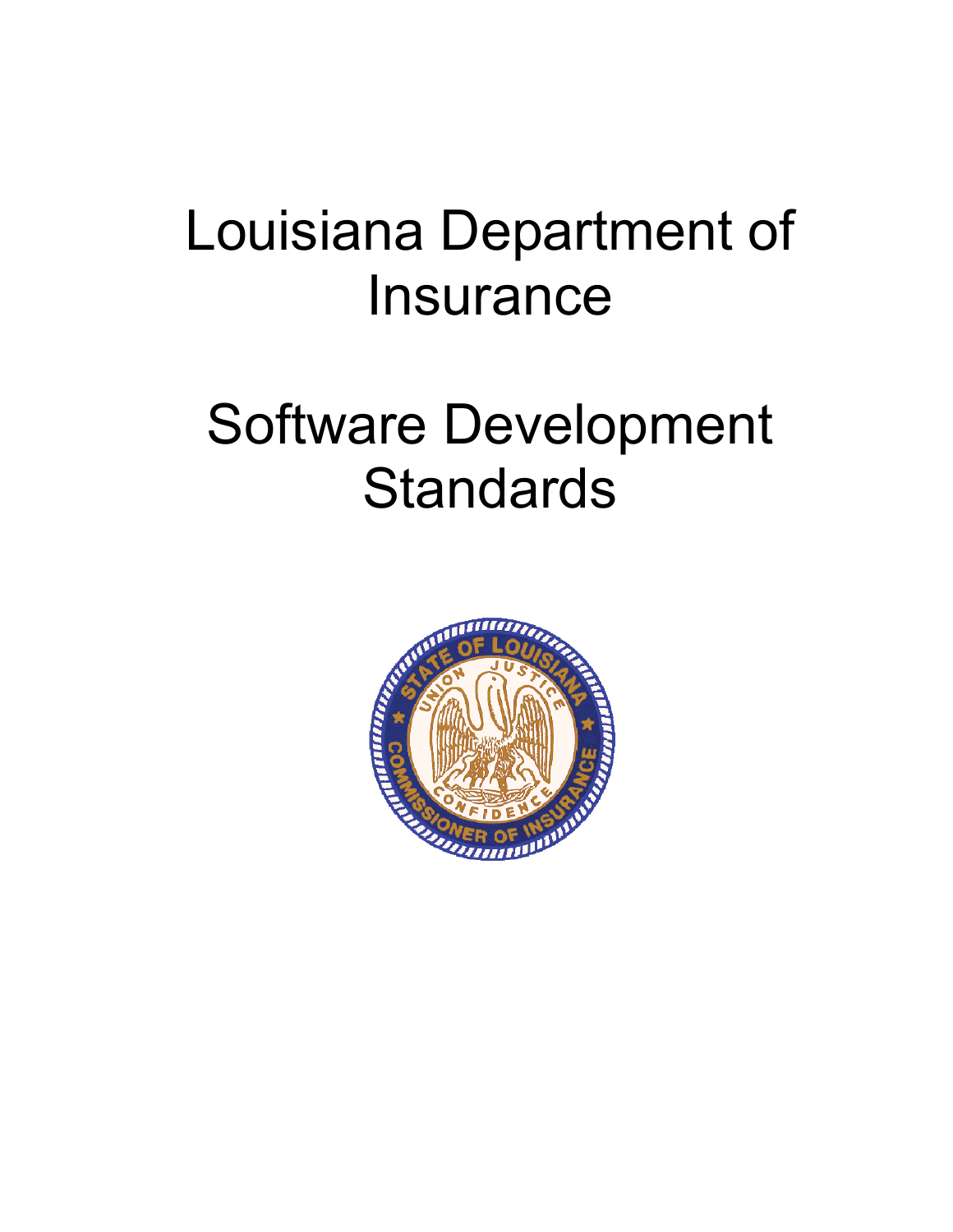# Louisiana Department of Insurance

# Software Development Standards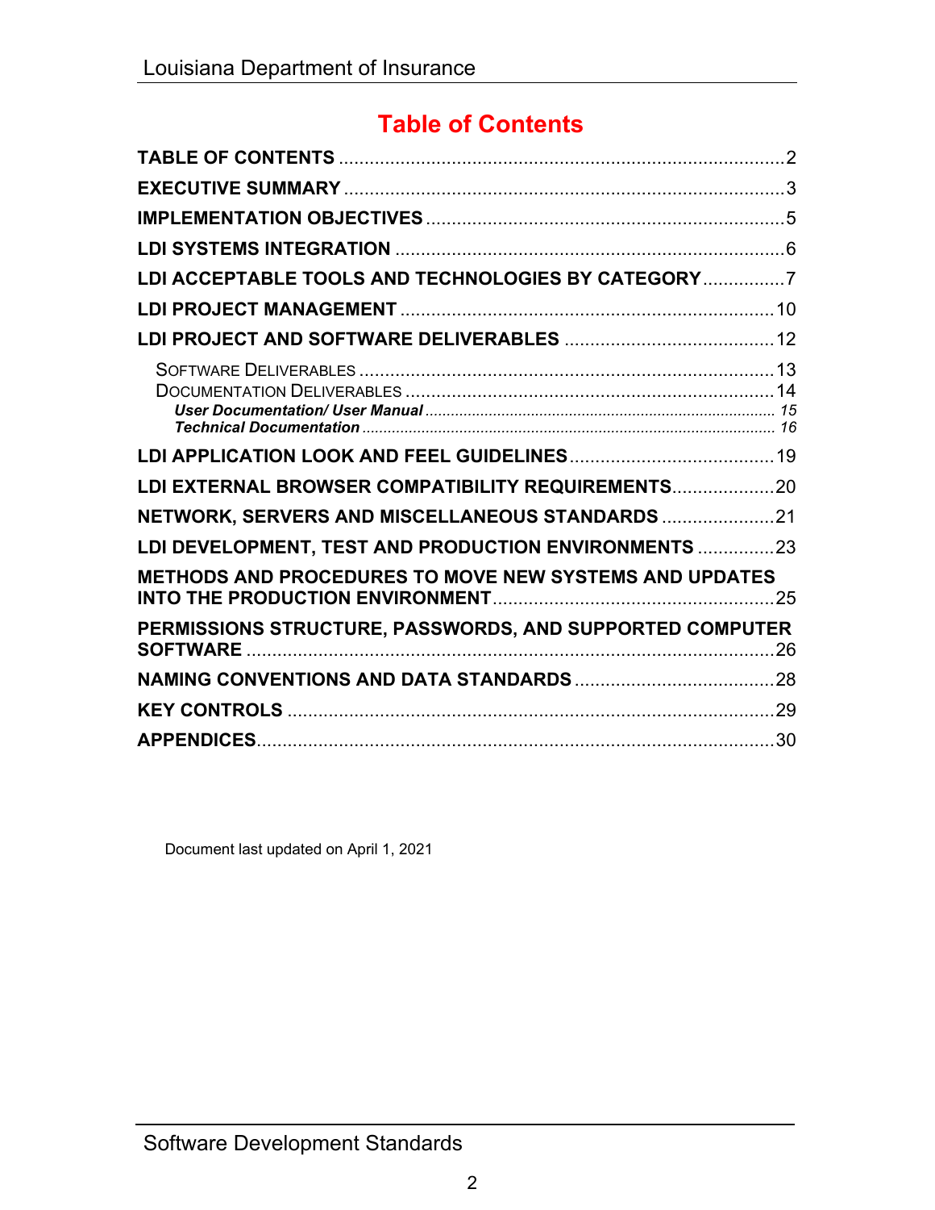# Table of Contents

**TABLE OF CONTENTS** ....................................................... 2

**EXECUTIVE SUMMARY** ....................................................... 3

**IMPLEMENTATION OBJECTIVES** ....................................................... 5

**LDI SYSTEMS INTEGRATION** ....................................................... 6

**LDI ACCEPTABLE TOOLS AND TECHNOLOGIES BY CATEGORY** ....................................................... 7

**LDI PROJECT MANAGEMENT** ....................................................... 10

**LDI PROJECT AND SOFTWARE DELIVERABLES** ....................................................... 12

- SOFTWARE DELIVERABLES ....................................................... 13
- DOCUMENTATION DELIVERABLES ....................................................... 14
  - ***User Documentation/ User Manual*** ....................................................... *15*
  - ***Technical Documentation*** ....................................................... *16*

**LDI APPLICATION LOOK AND FEEL GUIDELINES** ....................................................... 19

**LDI EXTERNAL BROWSER COMPATIBILITY REQUIREMENTS** ....................................................... 20

**NETWORK, SERVERS AND MISCELLANEOUS STANDARDS** ....................................................... 21

**LDI DEVELOPMENT, TEST AND PRODUCTION ENVIRONMENTS** ....................................................... 23

**METHODS AND PROCEDURES TO MOVE NEW SYSTEMS AND UPDATES INTO THE PRODUCTION ENVIRONMENT** ....................................................... 25

**PERMISSIONS STRUCTURE, PASSWORDS, AND SUPPORTED COMPUTER SOFTWARE** ....................................................... 26

**NAMING CONVENTIONS AND DATA STANDARDS** ....................................................... 28

**KEY CONTROLS** ....................................................... 29

**APPENDICES** ....................................................... 30

Document last updated on April 1, 2021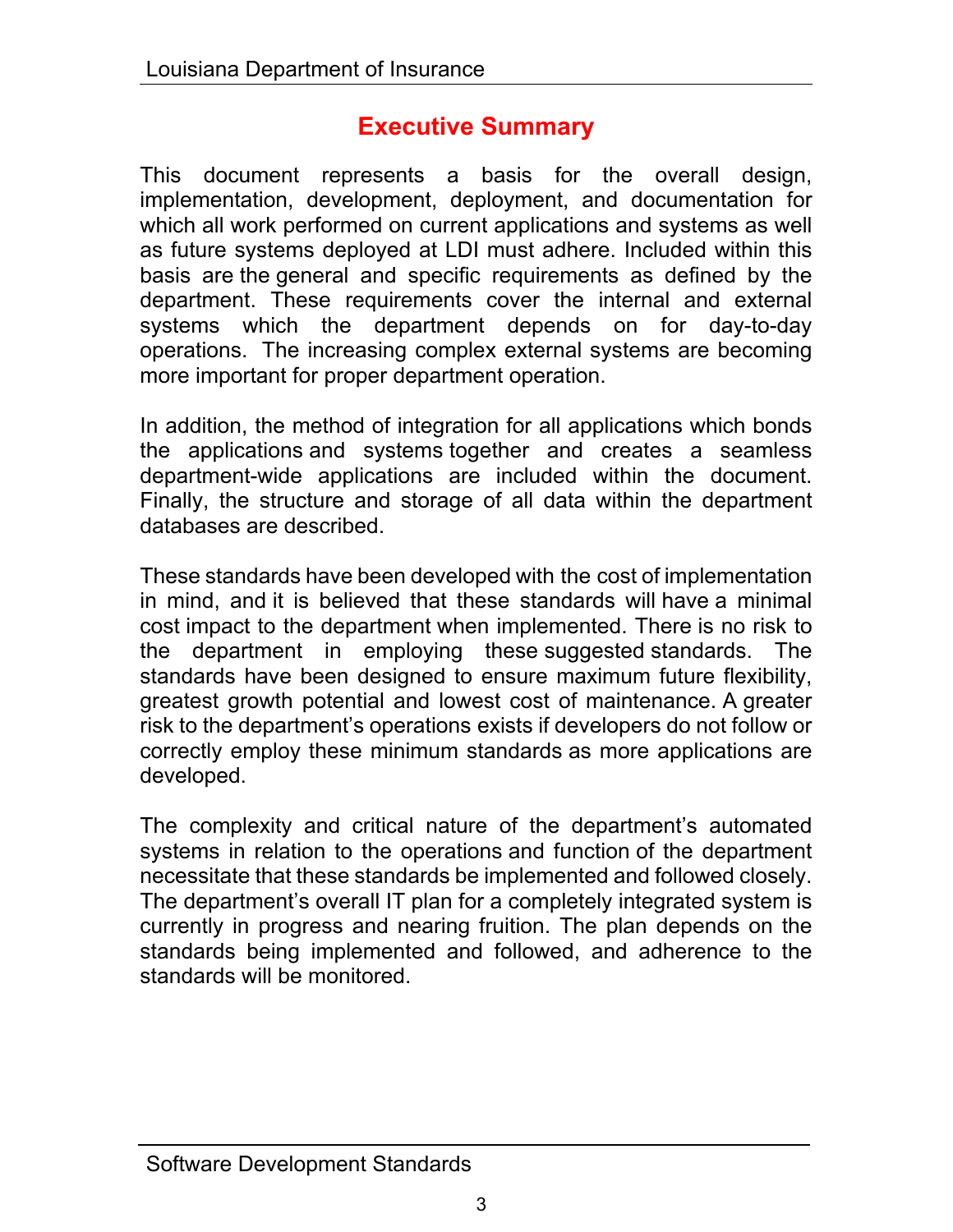# Executive Summary

This document represents a basis for the overall design, implementation, development, deployment, and documentation for which all work performed on current applications and systems as well as future systems deployed at LDI must adhere. Included within this basis are the general and specific requirements as defined by the department. These requirements cover the internal and external systems which the department depends on for day-to-day operations. The increasing complex external systems are becoming more important for proper department operation.

In addition, the method of integration for all applications which bonds the applications and systems together and creates a seamless department-wide applications are included within the document. Finally, the structure and storage of all data within the department databases are described.

These standards have been developed with the cost of implementation in mind, and it is believed that these standards will have a minimal cost impact to the department when implemented. There is no risk to the department in employing these suggested standards. The standards have been designed to ensure maximum future flexibility, greatest growth potential and lowest cost of maintenance. A greater risk to the department's operations exists if developers do not follow or correctly employ these minimum standards as more applications are developed.

The complexity and critical nature of the department's automated systems in relation to the operations and function of the department necessitate that these standards be implemented and followed closely. The department's overall IT plan for a completely integrated system is currently in progress and nearing fruition. The plan depends on the standards being implemented and followed, and adherence to the standards will be monitored.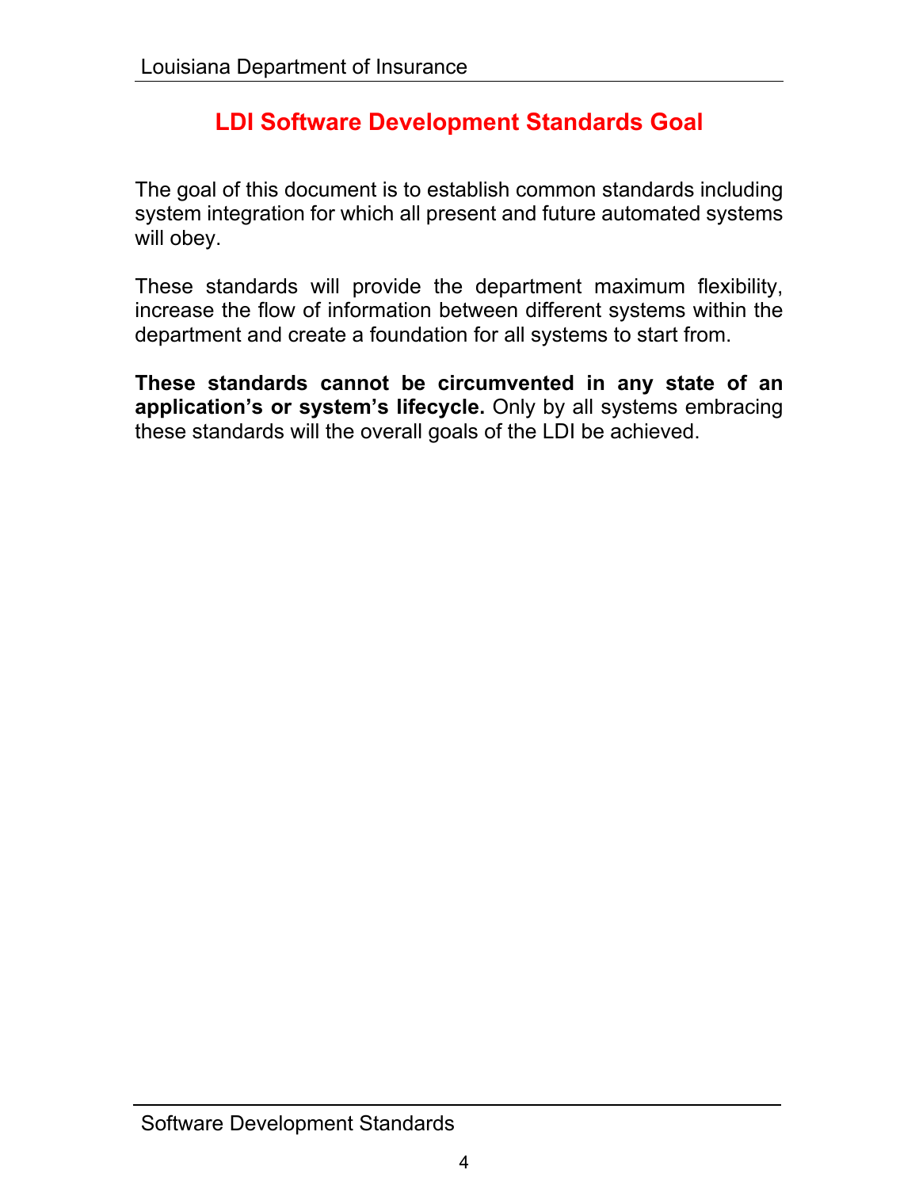# LDI Software Development Standards Goal

The goal of this document is to establish common standards including system integration for which all present and future automated systems will obey.

These standards will provide the department maximum flexibility, increase the flow of information between different systems within the department and create a foundation for all systems to start from.

**These standards cannot be circumvented in any state of an application's or system's lifecycle.** Only by all systems embracing these standards will the overall goals of the LDI be achieved.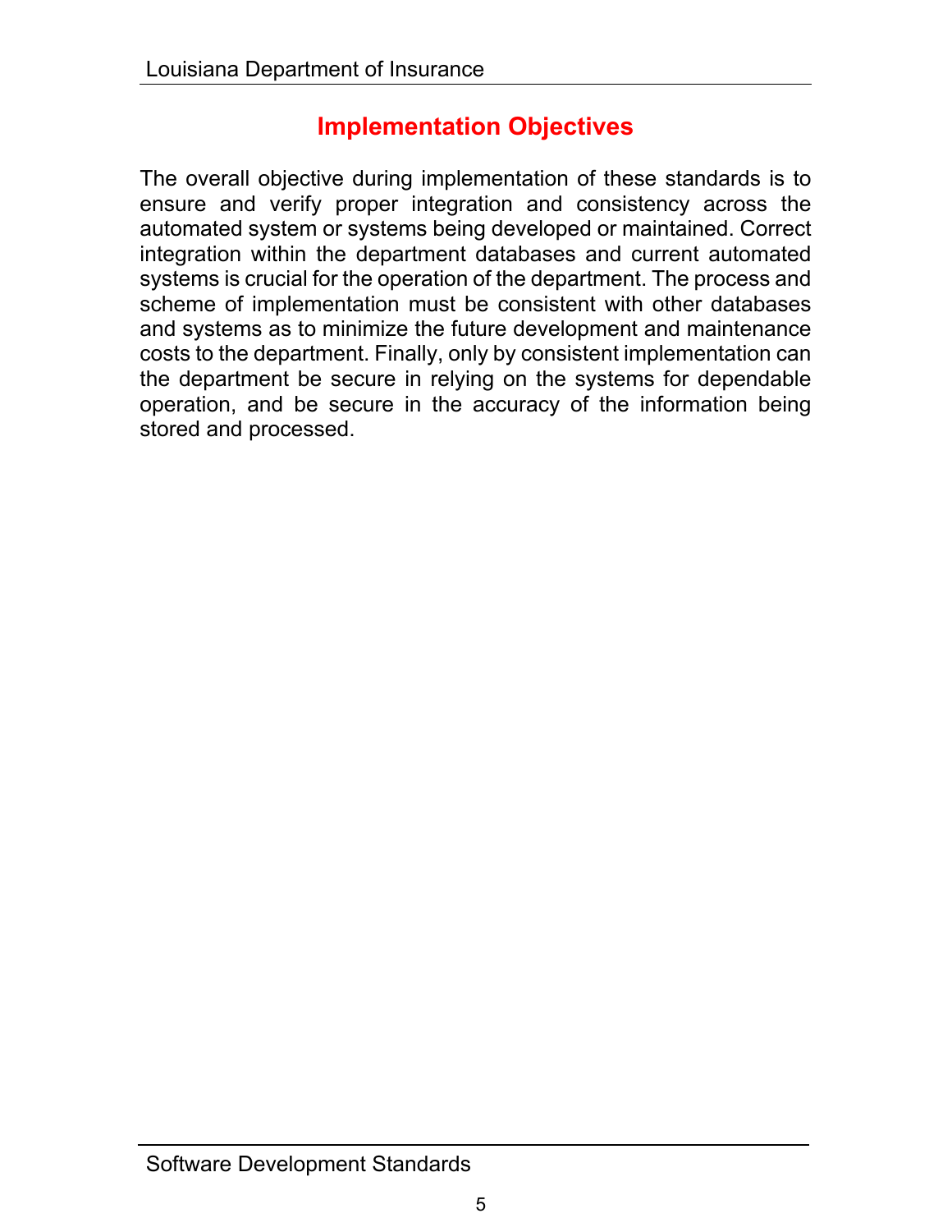## Implementation Objectives

The overall objective during implementation of these standards is to ensure and verify proper integration and consistency across the automated system or systems being developed or maintained. Correct integration within the department databases and current automated systems is crucial for the operation of the department. The process and scheme of implementation must be consistent with other databases and systems as to minimize the future development and maintenance costs to the department. Finally, only by consistent implementation can the department be secure in relying on the systems for dependable operation, and be secure in the accuracy of the information being stored and processed.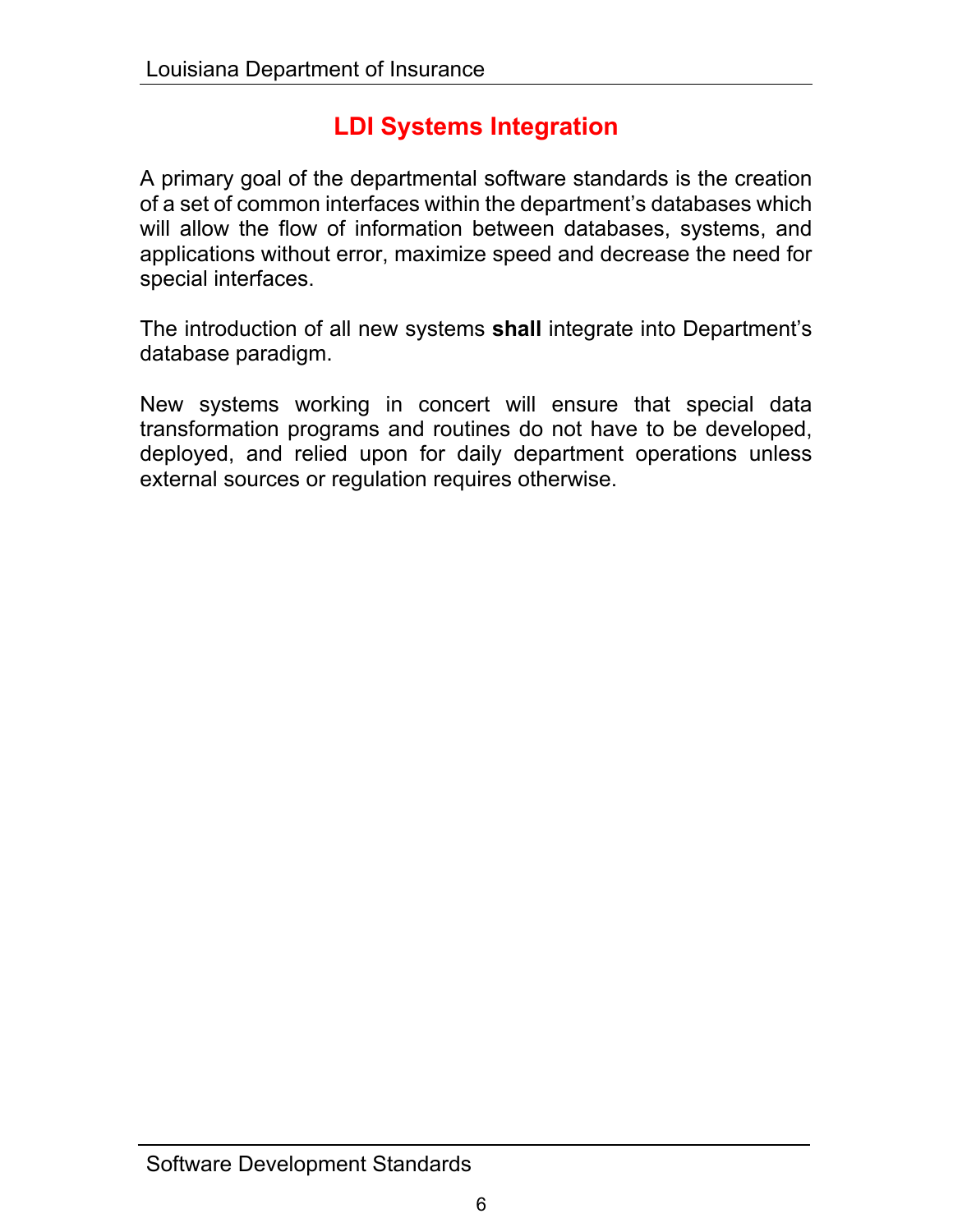## LDI Systems Integration

A primary goal of the departmental software standards is the creation of a set of common interfaces within the department's databases which will allow the flow of information between databases, systems, and applications without error, maximize speed and decrease the need for special interfaces.

The introduction of all new systems **shall** integrate into Department's database paradigm.

New systems working in concert will ensure that special data transformation programs and routines do not have to be developed, deployed, and relied upon for daily department operations unless external sources or regulation requires otherwise.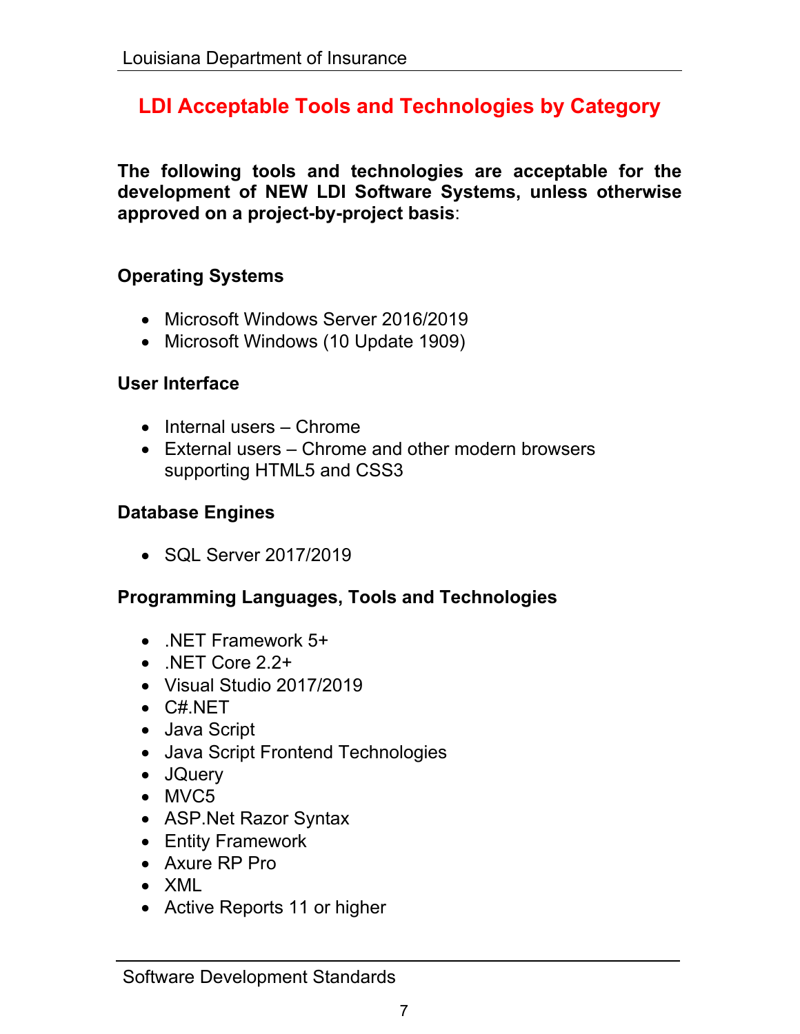## LDI Acceptable Tools and Technologies by Category

**The following tools and technologies are acceptable for the development of NEW LDI Software Systems, unless otherwise approved on a project-by-project basis**:

**Operating Systems**

- Microsoft Windows Server 2016/2019
- Microsoft Windows (10 Update 1909)

**User Interface**

- Internal users – Chrome
- External users – Chrome and other modern browsers supporting HTML5 and CSS3

**Database Engines**

- SQL Server 2017/2019

**Programming Languages, Tools and Technologies**

- .NET Framework 5+
- .NET Core 2.2+
- Visual Studio 2017/2019
- C#.NET
- Java Script
- Java Script Frontend Technologies
- JQuery
- MVC5
- ASP.Net Razor Syntax
- Entity Framework
- Axure RP Pro
- XML
- Active Reports 11 or higher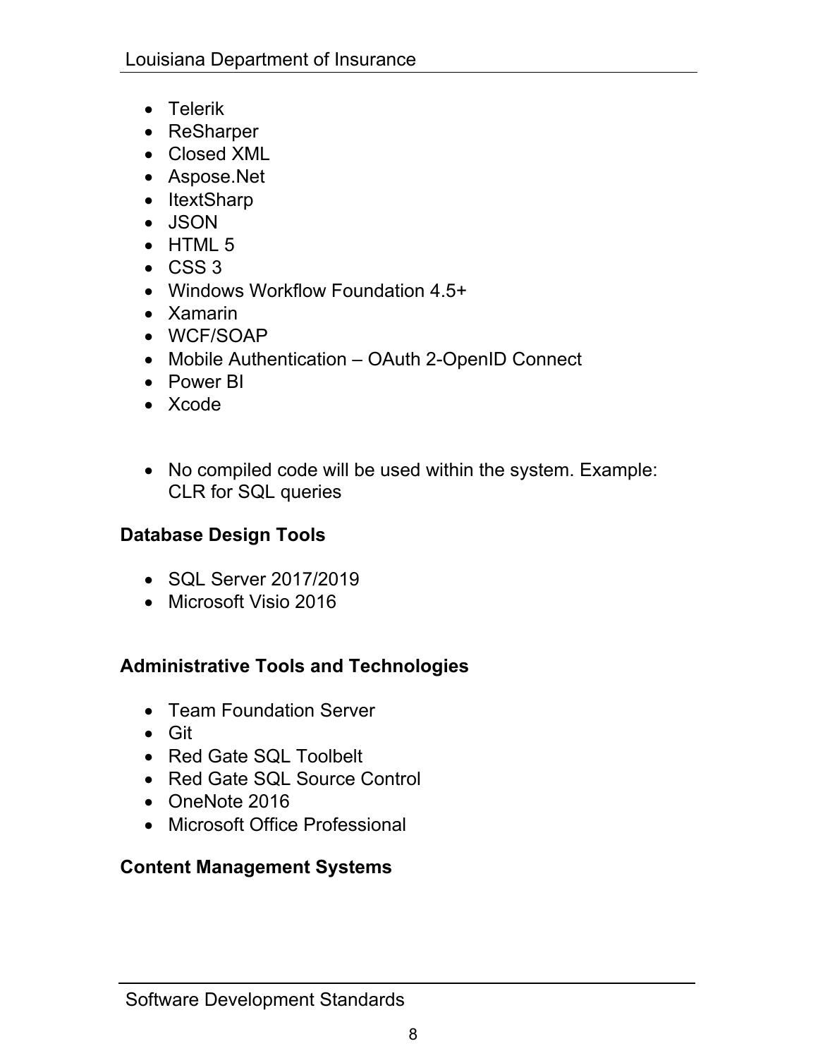- Telerik
- ReSharper
- Closed XML
- Aspose.Net
- ItextSharp
- JSON
- HTML 5
- CSS 3
- Windows Workflow Foundation 4.5+
- Xamarin
- WCF/SOAP
- Mobile Authentication – OAuth 2-OpenID Connect
- Power BI
- Xcode

- No compiled code will be used within the system. Example: CLR for SQL queries

**Database Design Tools**

- SQL Server 2017/2019
- Microsoft Visio 2016

**Administrative Tools and Technologies**

- Team Foundation Server
- Git
- Red Gate SQL Toolbelt
- Red Gate SQL Source Control
- OneNote 2016
- Microsoft Office Professional

**Content Management Systems**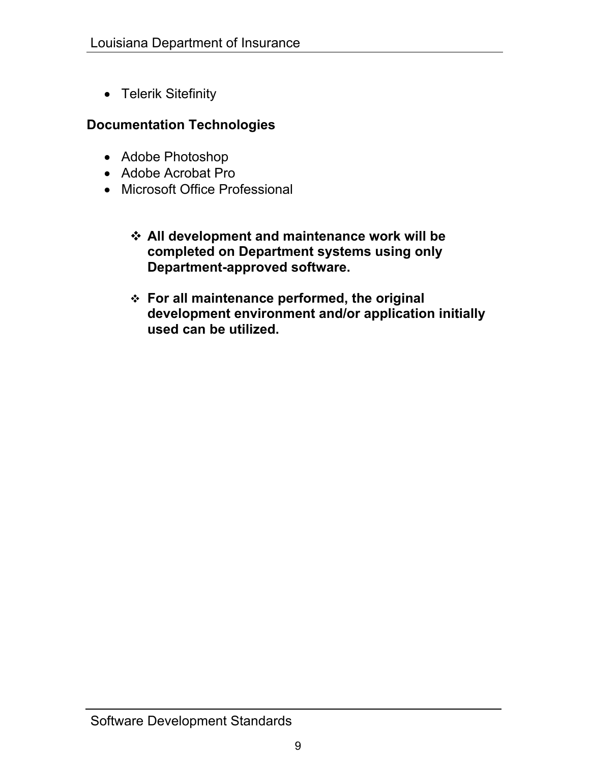- Telerik Sitefinity

**Documentation Technologies**

- Adobe Photoshop
- Adobe Acrobat Pro
- Microsoft Office Professional

  - ❖ **All development and maintenance work will be completed on Department systems using only Department-approved software.**

  - ❖ **For all maintenance performed, the original development environment and/or application initially used can be utilized.**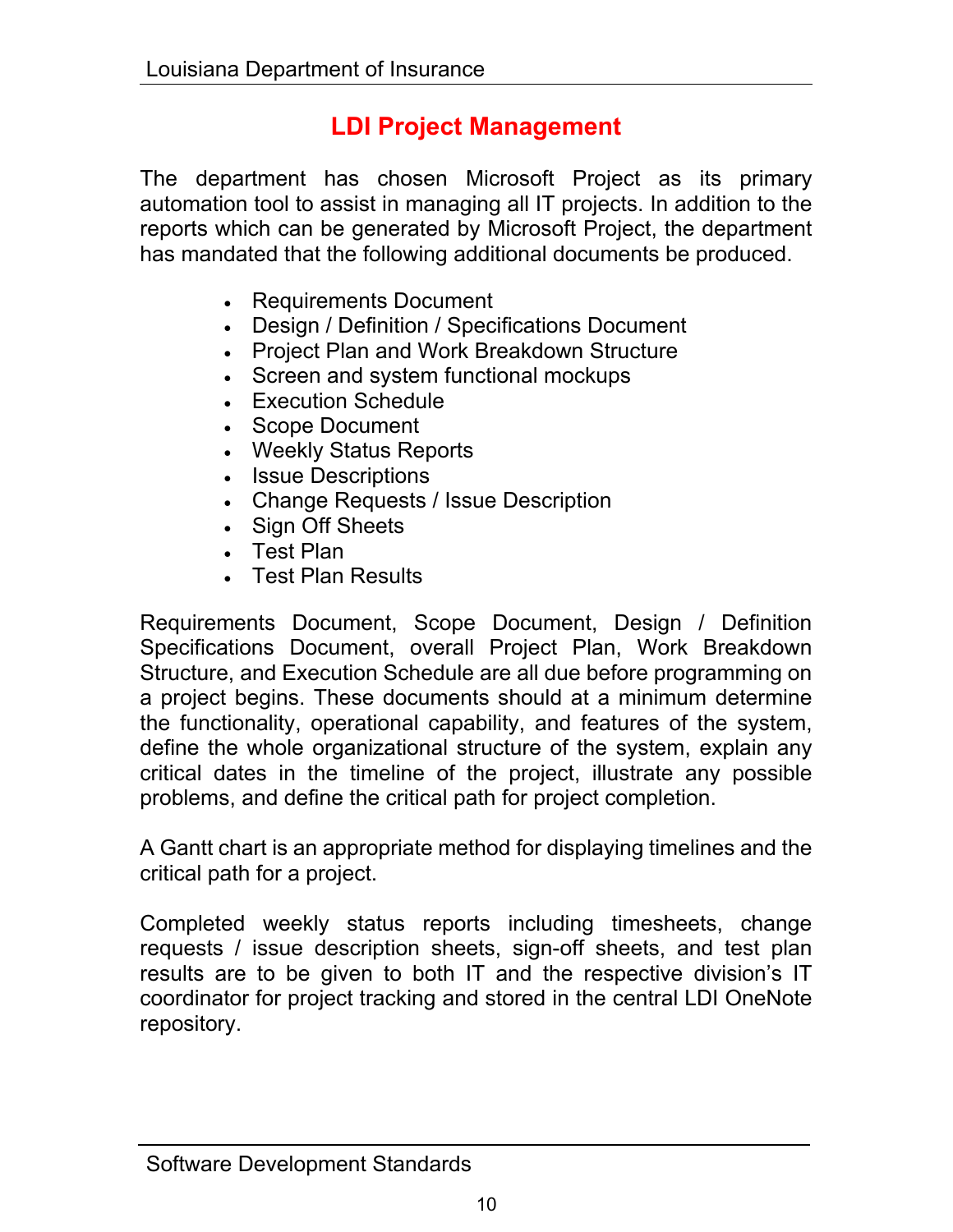# LDI Project Management

The department has chosen Microsoft Project as its primary automation tool to assist in managing all IT projects. In addition to the reports which can be generated by Microsoft Project, the department has mandated that the following additional documents be produced.

- Requirements Document
- Design / Definition / Specifications Document
- Project Plan and Work Breakdown Structure
- Screen and system functional mockups
- Execution Schedule
- Scope Document
- Weekly Status Reports
- Issue Descriptions
- Change Requests / Issue Description
- Sign Off Sheets
- Test Plan
- Test Plan Results

Requirements Document, Scope Document, Design / Definition Specifications Document, overall Project Plan, Work Breakdown Structure, and Execution Schedule are all due before programming on a project begins. These documents should at a minimum determine the functionality, operational capability, and features of the system, define the whole organizational structure of the system, explain any critical dates in the timeline of the project, illustrate any possible problems, and define the critical path for project completion.

A Gantt chart is an appropriate method for displaying timelines and the critical path for a project.

Completed weekly status reports including timesheets, change requests / issue description sheets, sign-off sheets, and test plan results are to be given to both IT and the respective division's IT coordinator for project tracking and stored in the central LDI OneNote repository.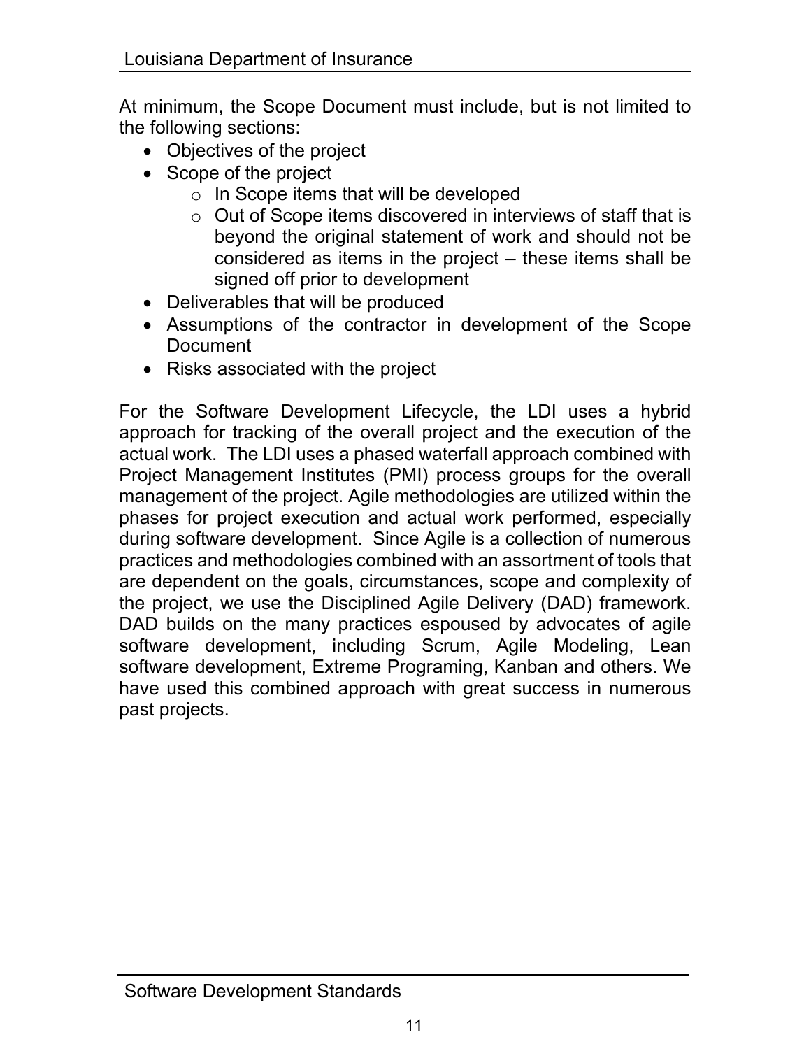At minimum, the Scope Document must include, but is not limited to the following sections:

- Objectives of the project
- Scope of the project
    - In Scope items that will be developed
    - Out of Scope items discovered in interviews of staff that is beyond the original statement of work and should not be considered as items in the project – these items shall be signed off prior to development
- Deliverables that will be produced
- Assumptions of the contractor in development of the Scope Document
- Risks associated with the project

For the Software Development Lifecycle, the LDI uses a hybrid approach for tracking of the overall project and the execution of the actual work. The LDI uses a phased waterfall approach combined with Project Management Institutes (PMI) process groups for the overall management of the project. Agile methodologies are utilized within the phases for project execution and actual work performed, especially during software development. Since Agile is a collection of numerous practices and methodologies combined with an assortment of tools that are dependent on the goals, circumstances, scope and complexity of the project, we use the Disciplined Agile Delivery (DAD) framework. DAD builds on the many practices espoused by advocates of agile software development, including Scrum, Agile Modeling, Lean software development, Extreme Programing, Kanban and others. We have used this combined approach with great success in numerous past projects.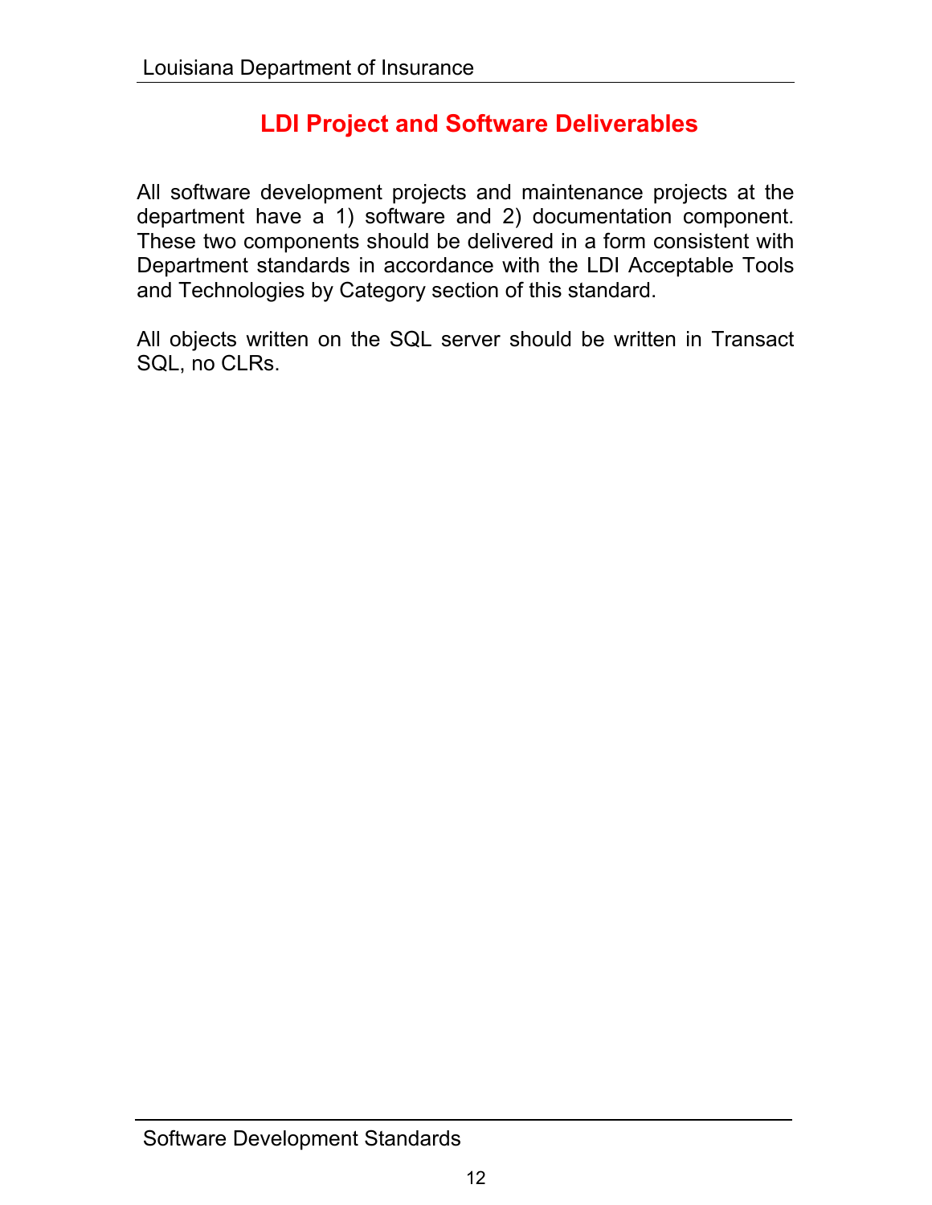## LDI Project and Software Deliverables

All software development projects and maintenance projects at the department have a 1) software and 2) documentation component. These two components should be delivered in a form consistent with Department standards in accordance with the LDI Acceptable Tools and Technologies by Category section of this standard.

All objects written on the SQL server should be written in Transact SQL, no CLRs.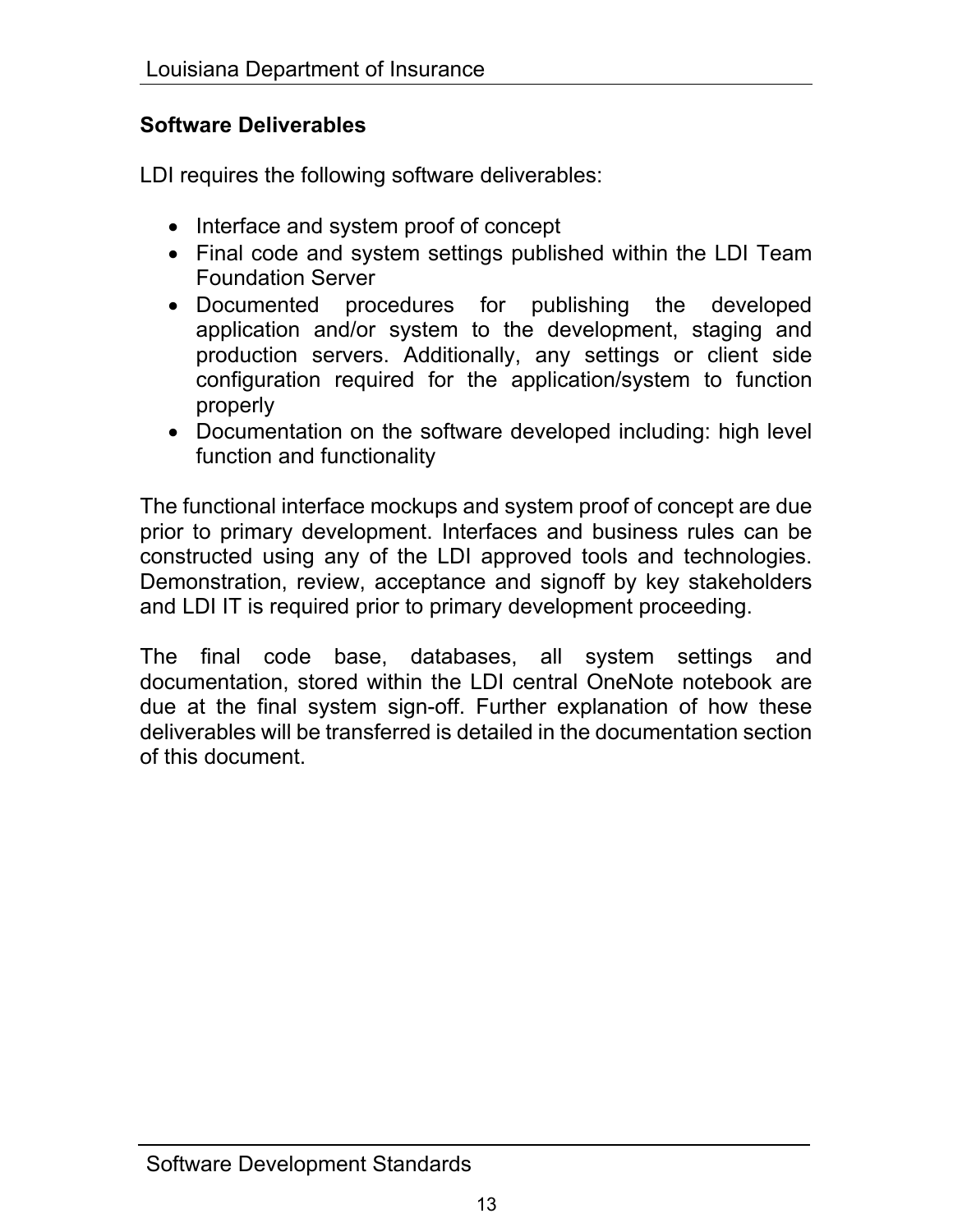## Software Deliverables

LDI requires the following software deliverables:

- Interface and system proof of concept
- Final code and system settings published within the LDI Team Foundation Server
- Documented procedures for publishing the developed application and/or system to the development, staging and production servers. Additionally, any settings or client side configuration required for the application/system to function properly
- Documentation on the software developed including: high level function and functionality

The functional interface mockups and system proof of concept are due prior to primary development. Interfaces and business rules can be constructed using any of the LDI approved tools and technologies. Demonstration, review, acceptance and signoff by key stakeholders and LDI IT is required prior to primary development proceeding.

The final code base, databases, all system settings and documentation, stored within the LDI central OneNote notebook are due at the final system sign-off. Further explanation of how these deliverables will be transferred is detailed in the documentation section of this document.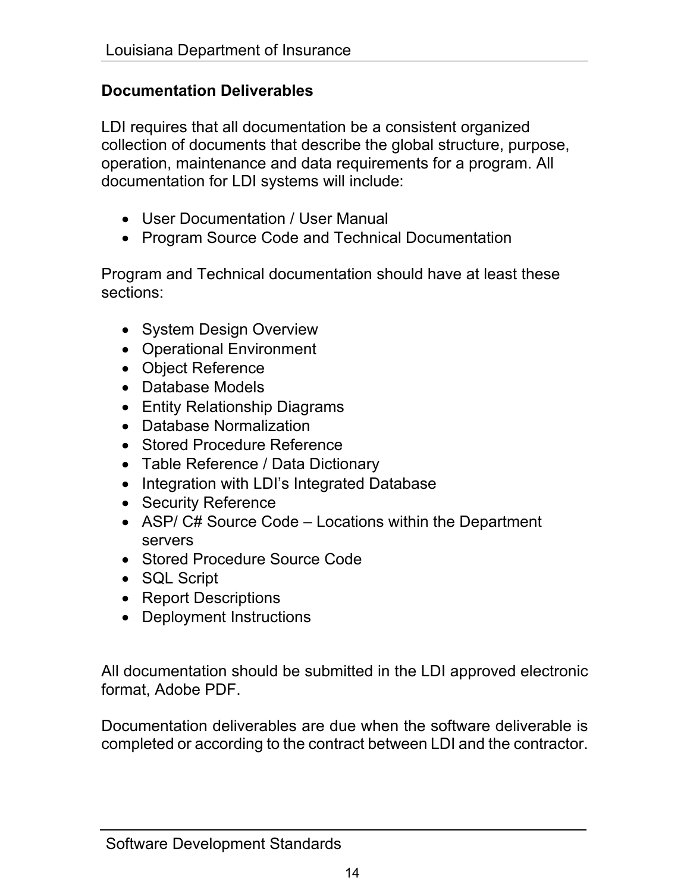## Documentation Deliverables

LDI requires that all documentation be a consistent organized collection of documents that describe the global structure, purpose, operation, maintenance and data requirements for a program. All documentation for LDI systems will include:

- User Documentation / User Manual
- Program Source Code and Technical Documentation

Program and Technical documentation should have at least these sections:

- System Design Overview
- Operational Environment
- Object Reference
- Database Models
- Entity Relationship Diagrams
- Database Normalization
- Stored Procedure Reference
- Table Reference / Data Dictionary
- Integration with LDI's Integrated Database
- Security Reference
- ASP/ C# Source Code – Locations within the Department servers
- Stored Procedure Source Code
- SQL Script
- Report Descriptions
- Deployment Instructions

All documentation should be submitted in the LDI approved electronic format, Adobe PDF.

Documentation deliverables are due when the software deliverable is completed or according to the contract between LDI and the contractor.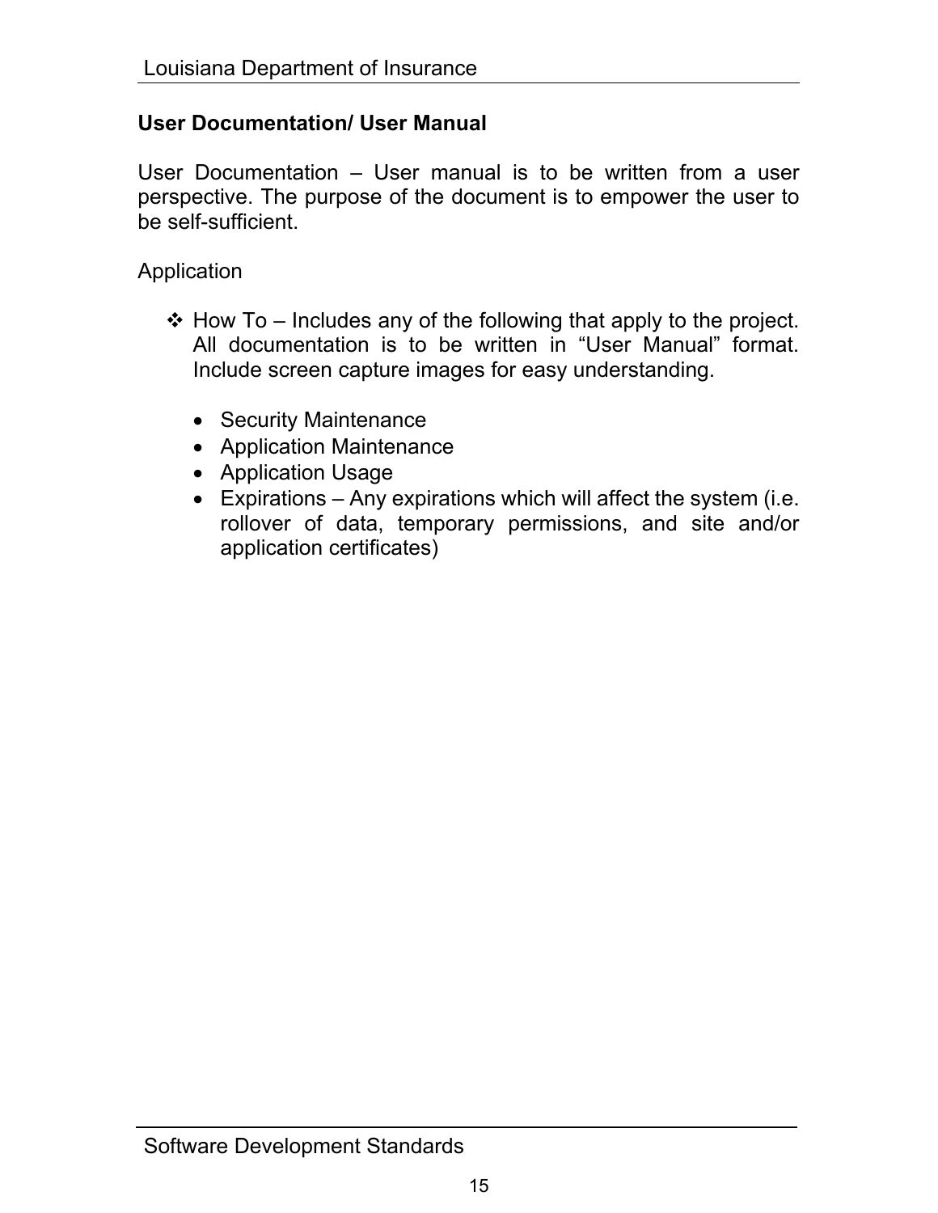**User Documentation/ User Manual**

User Documentation – User manual is to be written from a user perspective. The purpose of the document is to empower the user to be self-sufficient.

Application

- How To – Includes any of the following that apply to the project. All documentation is to be written in "User Manual" format. Include screen capture images for easy understanding.

  - Security Maintenance
  - Application Maintenance
  - Application Usage
  - Expirations – Any expirations which will affect the system (i.e. rollover of data, temporary permissions, and site and/or application certificates)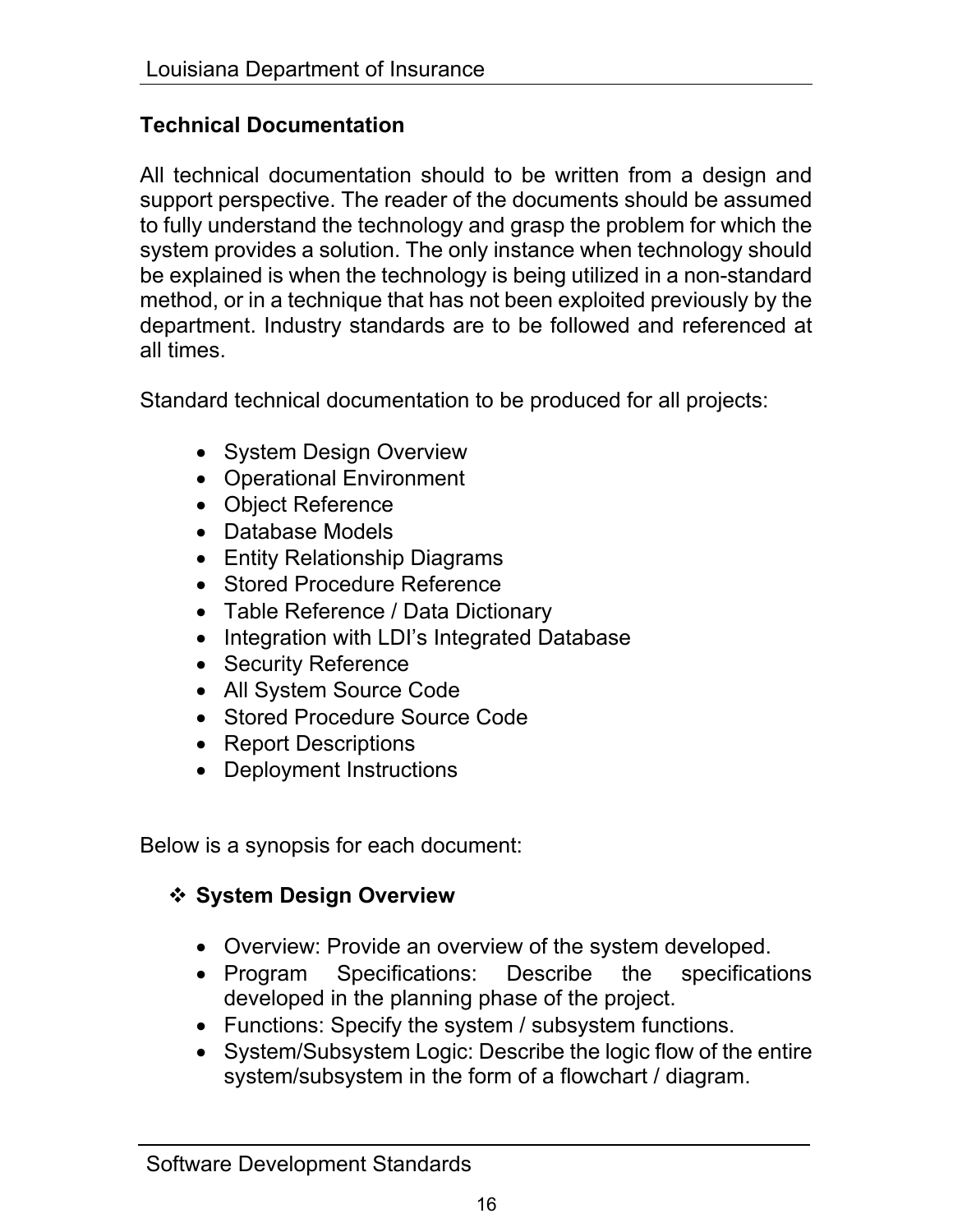## Technical Documentation

All technical documentation should to be written from a design and support perspective. The reader of the documents should be assumed to fully understand the technology and grasp the problem for which the system provides a solution. The only instance when technology should be explained is when the technology is being utilized in a non-standard method, or in a technique that has not been exploited previously by the department. Industry standards are to be followed and referenced at all times.

Standard technical documentation to be produced for all projects:

- System Design Overview
- Operational Environment
- Object Reference
- Database Models
- Entity Relationship Diagrams
- Stored Procedure Reference
- Table Reference / Data Dictionary
- Integration with LDI's Integrated Database
- Security Reference
- All System Source Code
- Stored Procedure Source Code
- Report Descriptions
- Deployment Instructions

Below is a synopsis for each document:

### ❖ System Design Overview

- Overview: Provide an overview of the system developed.
- Program Specifications: Describe the specifications developed in the planning phase of the project.
- Functions: Specify the system / subsystem functions.
- System/Subsystem Logic: Describe the logic flow of the entire system/subsystem in the form of a flowchart / diagram.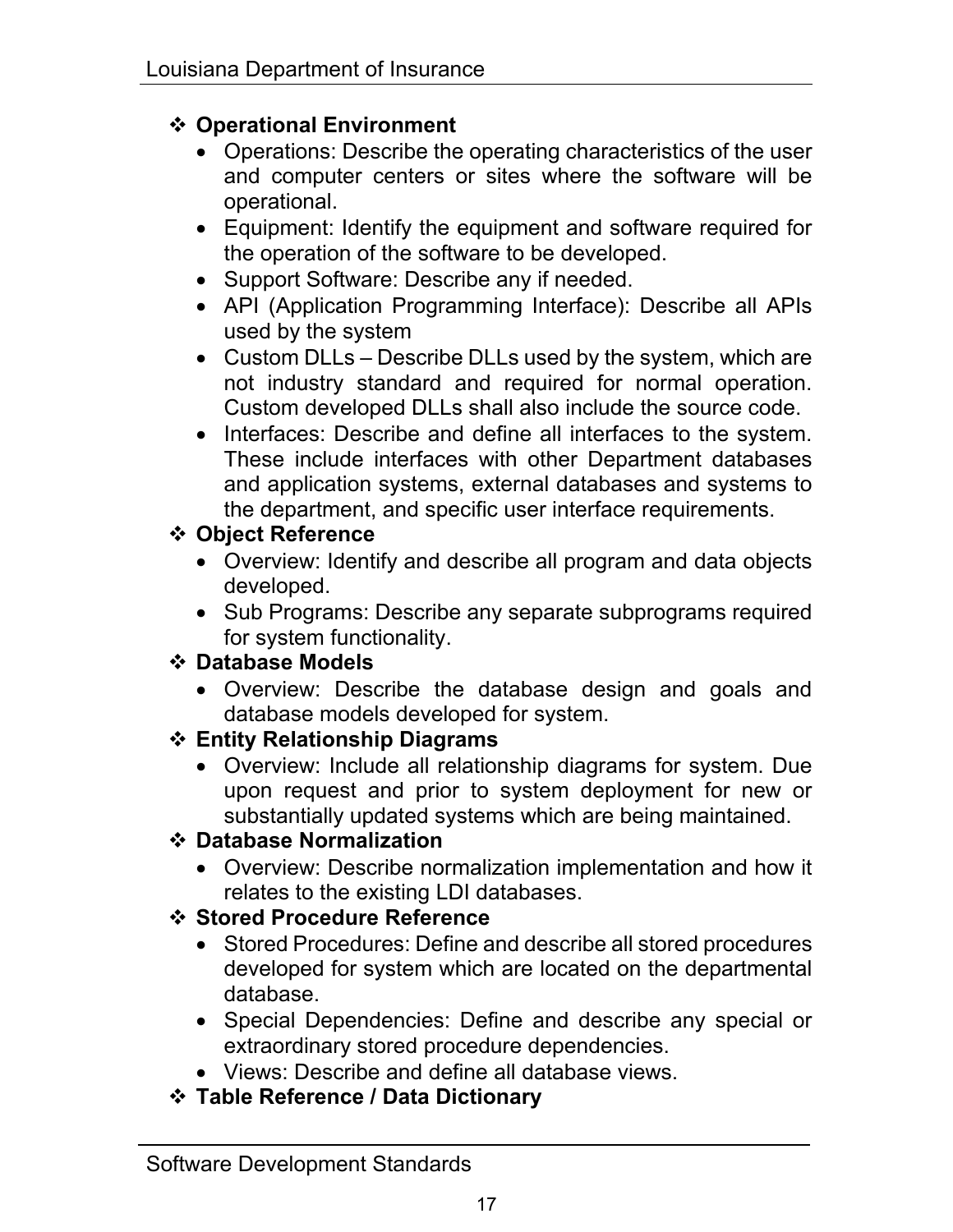- **Operational Environment**
  - Operations: Describe the operating characteristics of the user and computer centers or sites where the software will be operational.
  - Equipment: Identify the equipment and software required for the operation of the software to be developed.
  - Support Software: Describe any if needed.
  - API (Application Programming Interface): Describe all APIs used by the system
  - Custom DLLs – Describe DLLs used by the system, which are not industry standard and required for normal operation. Custom developed DLLs shall also include the source code.
  - Interfaces: Describe and define all interfaces to the system. These include interfaces with other Department databases and application systems, external databases and systems to the department, and specific user interface requirements.
- **Object Reference**
  - Overview: Identify and describe all program and data objects developed.
  - Sub Programs: Describe any separate subprograms required for system functionality.
- **Database Models**
  - Overview: Describe the database design and goals and database models developed for system.
- **Entity Relationship Diagrams**
  - Overview: Include all relationship diagrams for system. Due upon request and prior to system deployment for new or substantially updated systems which are being maintained.
- **Database Normalization**
  - Overview: Describe normalization implementation and how it relates to the existing LDI databases.
- **Stored Procedure Reference**
  - Stored Procedures: Define and describe all stored procedures developed for system which are located on the departmental database.
  - Special Dependencies: Define and describe any special or extraordinary stored procedure dependencies.
  - Views: Describe and define all database views.
- **Table Reference / Data Dictionary**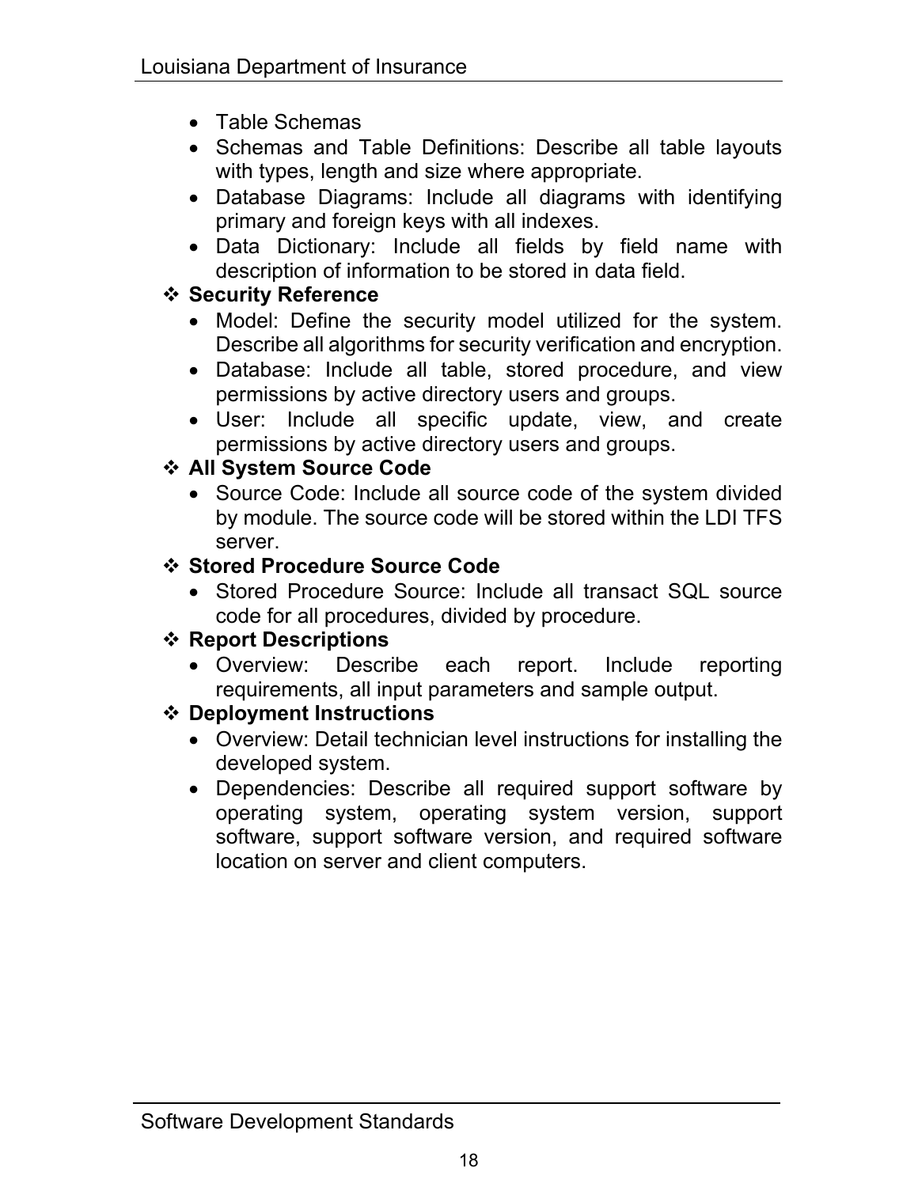- Table Schemas
- Schemas and Table Definitions: Describe all table layouts with types, length and size where appropriate.
- Database Diagrams: Include all diagrams with identifying primary and foreign keys with all indexes.
- Data Dictionary: Include all fields by field name with description of information to be stored in data field.

❖ **Security Reference**

- Model: Define the security model utilized for the system. Describe all algorithms for security verification and encryption.
- Database: Include all table, stored procedure, and view permissions by active directory users and groups.
- User: Include all specific update, view, and create permissions by active directory users and groups.

❖ **All System Source Code**

- Source Code: Include all source code of the system divided by module. The source code will be stored within the LDI TFS server.

❖ **Stored Procedure Source Code**

- Stored Procedure Source: Include all transact SQL source code for all procedures, divided by procedure.

❖ **Report Descriptions**

- Overview: Describe each report. Include reporting requirements, all input parameters and sample output.

❖ **Deployment Instructions**

- Overview: Detail technician level instructions for installing the developed system.
- Dependencies: Describe all required support software by operating system, operating system version, support software, support software version, and required software location on server and client computers.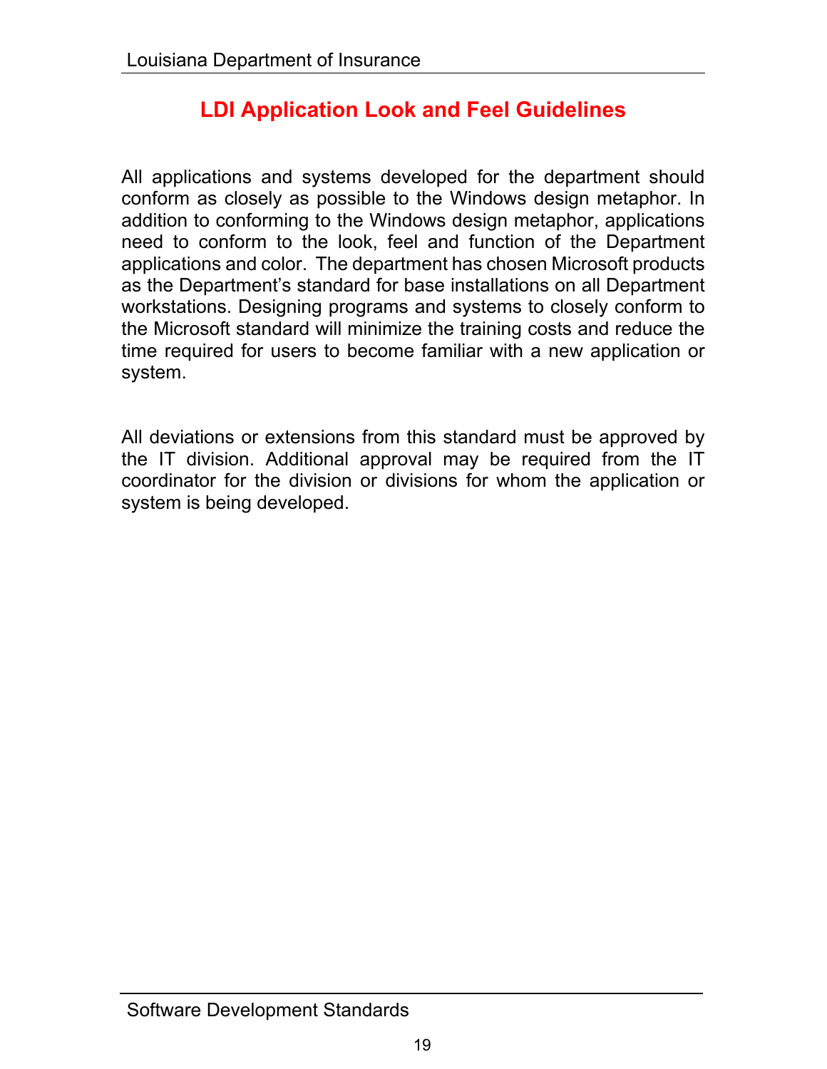# LDI Application Look and Feel Guidelines

All applications and systems developed for the department should conform as closely as possible to the Windows design metaphor. In addition to conforming to the Windows design metaphor, applications need to conform to the look, feel and function of the Department applications and color. The department has chosen Microsoft products as the Department's standard for base installations on all Department workstations. Designing programs and systems to closely conform to the Microsoft standard will minimize the training costs and reduce the time required for users to become familiar with a new application or system.

All deviations or extensions from this standard must be approved by the IT division. Additional approval may be required from the IT coordinator for the division or divisions for whom the application or system is being developed.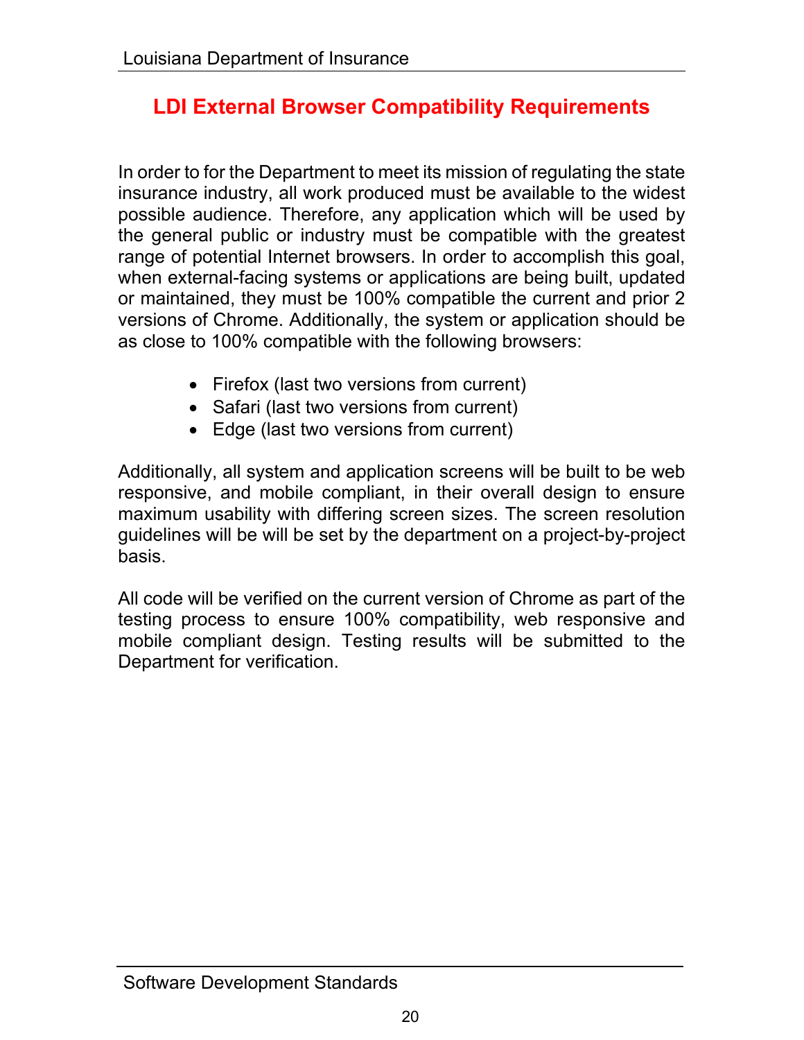## LDI External Browser Compatibility Requirements

In order to for the Department to meet its mission of regulating the state insurance industry, all work produced must be available to the widest possible audience. Therefore, any application which will be used by the general public or industry must be compatible with the greatest range of potential Internet browsers. In order to accomplish this goal, when external-facing systems or applications are being built, updated or maintained, they must be 100% compatible the current and prior 2 versions of Chrome. Additionally, the system or application should be as close to 100% compatible with the following browsers:

- Firefox (last two versions from current)
- Safari (last two versions from current)
- Edge (last two versions from current)

Additionally, all system and application screens will be built to be web responsive, and mobile compliant, in their overall design to ensure maximum usability with differing screen sizes. The screen resolution guidelines will be will be set by the department on a project-by-project basis.

All code will be verified on the current version of Chrome as part of the testing process to ensure 100% compatibility, web responsive and mobile compliant design. Testing results will be submitted to the Department for verification.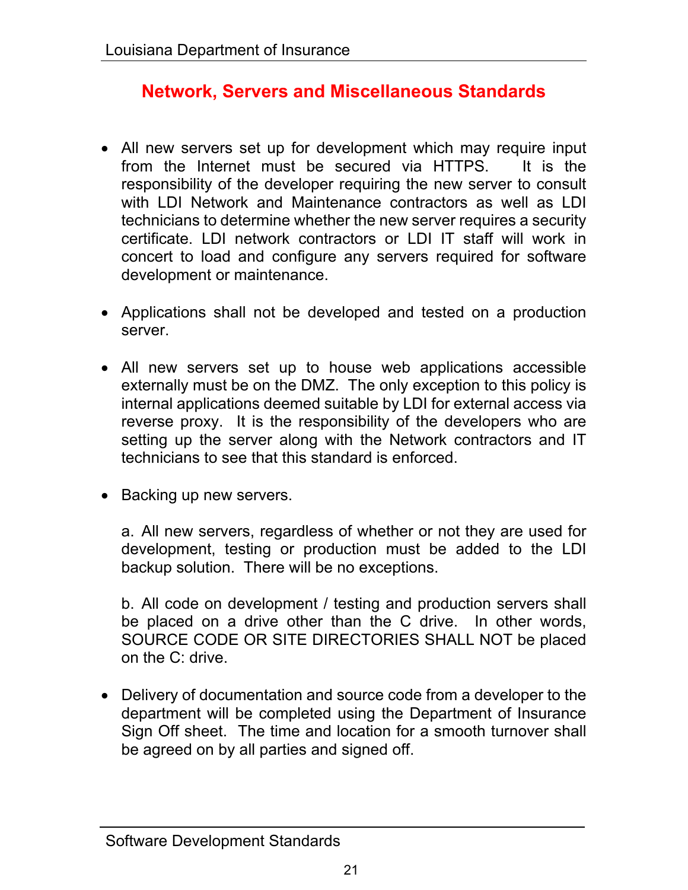## Network, Servers and Miscellaneous Standards

- All new servers set up for development which may require input from the Internet must be secured via HTTPS. It is the responsibility of the developer requiring the new server to consult with LDI Network and Maintenance contractors as well as LDI technicians to determine whether the new server requires a security certificate. LDI network contractors or LDI IT staff will work in concert to load and configure any servers required for software development or maintenance.

- Applications shall not be developed and tested on a production server.

- All new servers set up to house web applications accessible externally must be on the DMZ. The only exception to this policy is internal applications deemed suitable by LDI for external access via reverse proxy. It is the responsibility of the developers who are setting up the server along with the Network contractors and IT technicians to see that this standard is enforced.

- Backing up new servers.

  a. All new servers, regardless of whether or not they are used for development, testing or production must be added to the LDI backup solution. There will be no exceptions.

  b. All code on development / testing and production servers shall be placed on a drive other than the C drive. In other words, SOURCE CODE OR SITE DIRECTORIES SHALL NOT be placed on the C: drive.

- Delivery of documentation and source code from a developer to the department will be completed using the Department of Insurance Sign Off sheet. The time and location for a smooth turnover shall be agreed on by all parties and signed off.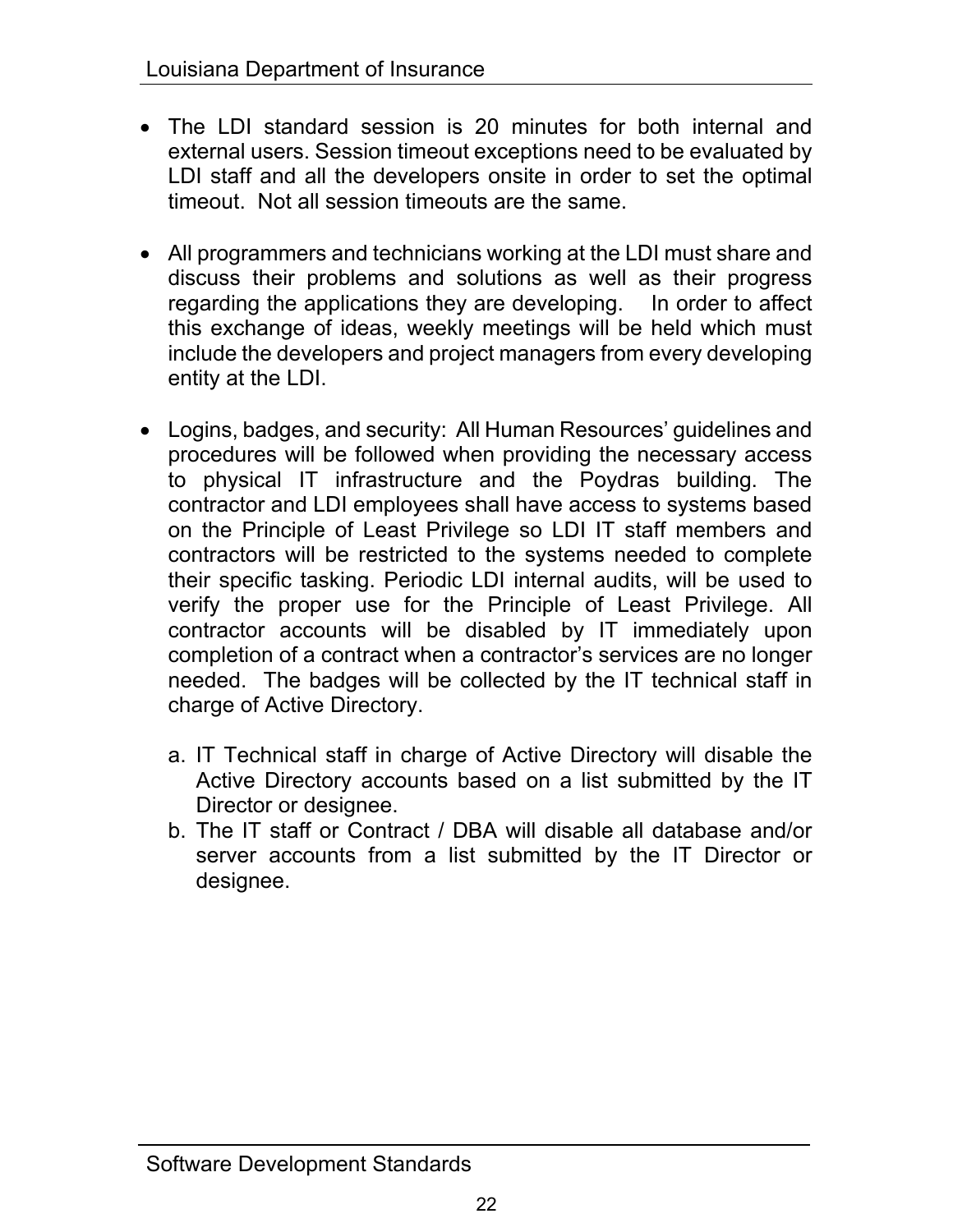- The LDI standard session is 20 minutes for both internal and external users. Session timeout exceptions need to be evaluated by LDI staff and all the developers onsite in order to set the optimal timeout. Not all session timeouts are the same.

- All programmers and technicians working at the LDI must share and discuss their problems and solutions as well as their progress regarding the applications they are developing. In order to affect this exchange of ideas, weekly meetings will be held which must include the developers and project managers from every developing entity at the LDI.

- Logins, badges, and security: All Human Resources' guidelines and procedures will be followed when providing the necessary access to physical IT infrastructure and the Poydras building. The contractor and LDI employees shall have access to systems based on the Principle of Least Privilege so LDI IT staff members and contractors will be restricted to the systems needed to complete their specific tasking. Periodic LDI internal audits, will be used to verify the proper use for the Principle of Least Privilege. All contractor accounts will be disabled by IT immediately upon completion of a contract when a contractor's services are no longer needed. The badges will be collected by the IT technical staff in charge of Active Directory.

    a. IT Technical staff in charge of Active Directory will disable the Active Directory accounts based on a list submitted by the IT Director or designee.
    b. The IT staff or Contract / DBA will disable all database and/or server accounts from a list submitted by the IT Director or designee.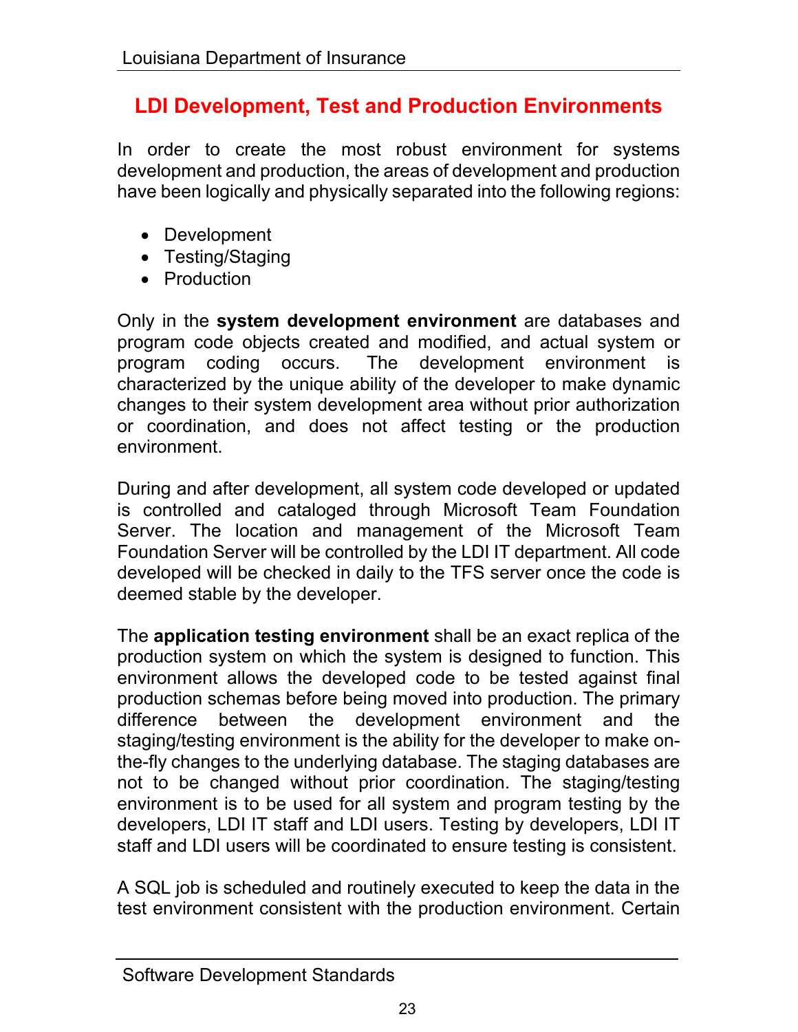## LDI Development, Test and Production Environments

In order to create the most robust environment for systems development and production, the areas of development and production have been logically and physically separated into the following regions:

- Development
- Testing/Staging
- Production

Only in the **system development environment** are databases and program code objects created and modified, and actual system or program coding occurs. The development environment is characterized by the unique ability of the developer to make dynamic changes to their system development area without prior authorization or coordination, and does not affect testing or the production environment.

During and after development, all system code developed or updated is controlled and cataloged through Microsoft Team Foundation Server. The location and management of the Microsoft Team Foundation Server will be controlled by the LDI IT department. All code developed will be checked in daily to the TFS server once the code is deemed stable by the developer.

The **application testing environment** shall be an exact replica of the production system on which the system is designed to function. This environment allows the developed code to be tested against final production schemas before being moved into production. The primary difference between the development environment and the staging/testing environment is the ability for the developer to make on-the-fly changes to the underlying database. The staging databases are not to be changed without prior coordination. The staging/testing environment is to be used for all system and program testing by the developers, LDI IT staff and LDI users. Testing by developers, LDI IT staff and LDI users will be coordinated to ensure testing is consistent.

A SQL job is scheduled and routinely executed to keep the data in the test environment consistent with the production environment. Certain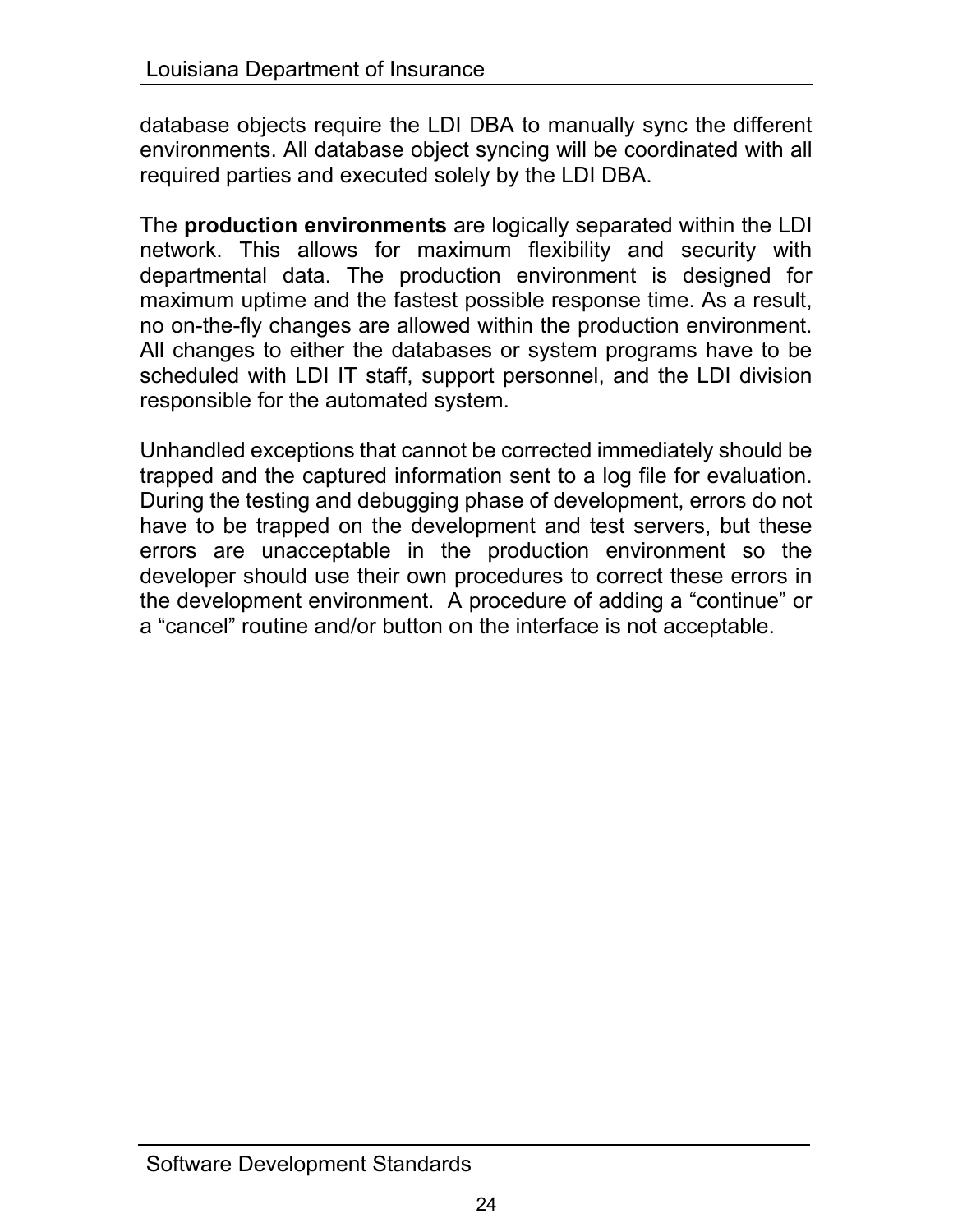database objects require the LDI DBA to manually sync the different environments. All database object syncing will be coordinated with all required parties and executed solely by the LDI DBA.

The **production environments** are logically separated within the LDI network. This allows for maximum flexibility and security with departmental data. The production environment is designed for maximum uptime and the fastest possible response time. As a result, no on-the-fly changes are allowed within the production environment. All changes to either the databases or system programs have to be scheduled with LDI IT staff, support personnel, and the LDI division responsible for the automated system.

Unhandled exceptions that cannot be corrected immediately should be trapped and the captured information sent to a log file for evaluation. During the testing and debugging phase of development, errors do not have to be trapped on the development and test servers, but these errors are unacceptable in the production environment so the developer should use their own procedures to correct these errors in the development environment. A procedure of adding a “continue” or a “cancel” routine and/or button on the interface is not acceptable.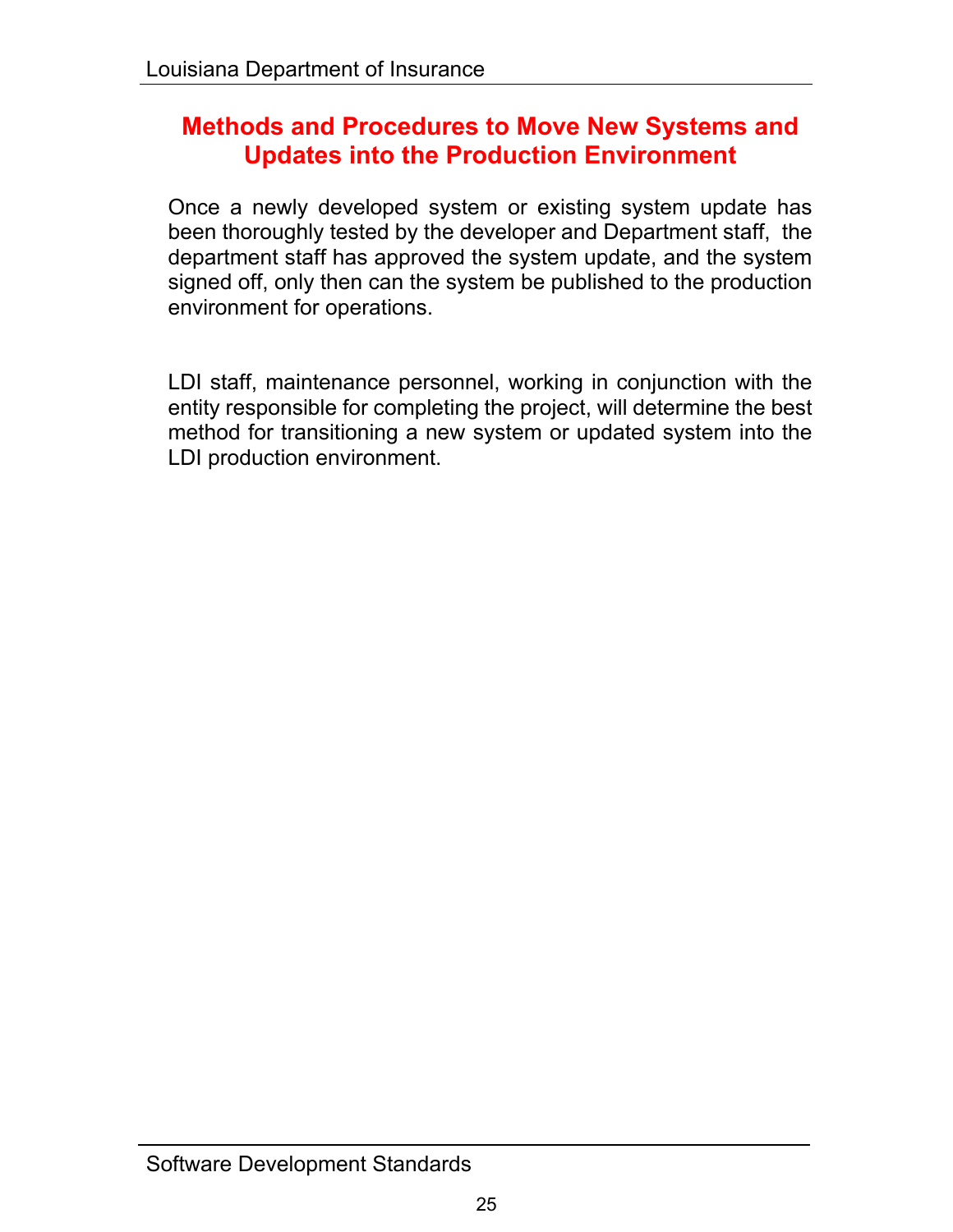# Methods and Procedures to Move New Systems and Updates into the Production Environment

Once a newly developed system or existing system update has been thoroughly tested by the developer and Department staff, the department staff has approved the system update, and the system signed off, only then can the system be published to the production environment for operations.

LDI staff, maintenance personnel, working in conjunction with the entity responsible for completing the project, will determine the best method for transitioning a new system or updated system into the LDI production environment.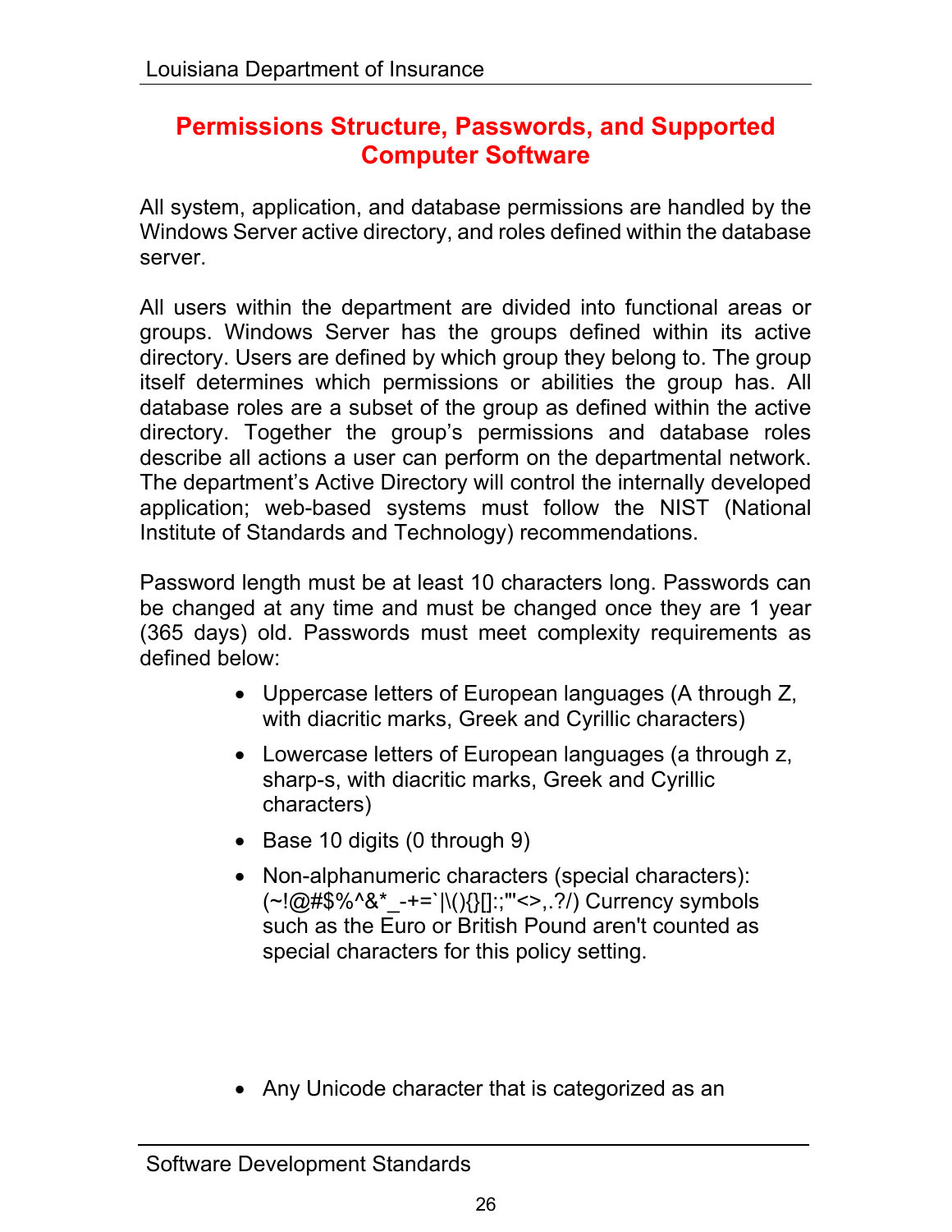## Permissions Structure, Passwords, and Supported Computer Software

All system, application, and database permissions are handled by the Windows Server active directory, and roles defined within the database server.

All users within the department are divided into functional areas or groups. Windows Server has the groups defined within its active directory. Users are defined by which group they belong to. The group itself determines which permissions or abilities the group has. All database roles are a subset of the group as defined within the active directory. Together the group's permissions and database roles describe all actions a user can perform on the departmental network. The department's Active Directory will control the internally developed application; web-based systems must follow the NIST (National Institute of Standards and Technology) recommendations.

Password length must be at least 10 characters long. Passwords can be changed at any time and must be changed once they are 1 year (365 days) old. Passwords must meet complexity requirements as defined below:

- Uppercase letters of European languages (A through Z, with diacritic marks, Greek and Cyrillic characters)
- Lowercase letters of European languages (a through z, sharp-s, with diacritic marks, Greek and Cyrillic characters)
- Base 10 digits (0 through 9)
- Non-alphanumeric characters (special characters): (~!@#$%^&*_-+=`|\(){}[]:;"'<>,.?/) Currency symbols such as the Euro or British Pound aren't counted as special characters for this policy setting.
- Any Unicode character that is categorized as an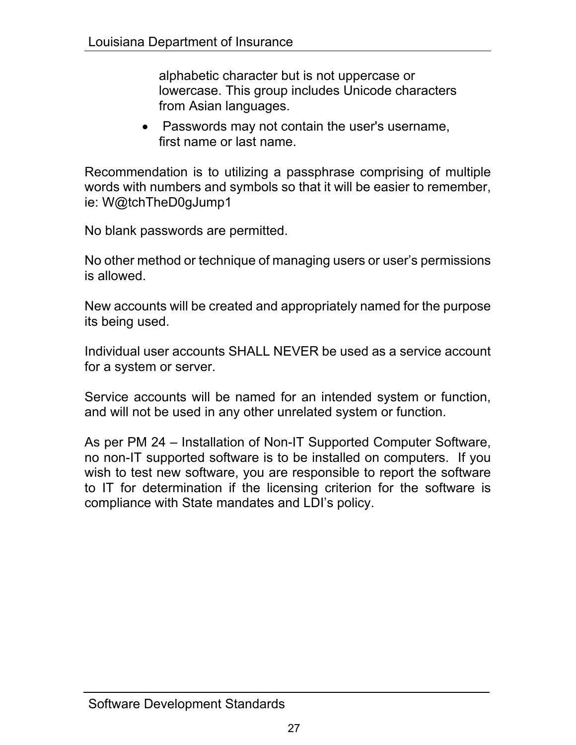alphabetic character but is not uppercase or lowercase. This group includes Unicode characters from Asian languages.

- Passwords may not contain the user's username, first name or last name.

Recommendation is to utilizing a passphrase comprising of multiple words with numbers and symbols so that it will be easier to remember, ie: W@tchTheD0gJump1

No blank passwords are permitted.

No other method or technique of managing users or user's permissions is allowed.

New accounts will be created and appropriately named for the purpose its being used.

Individual user accounts SHALL NEVER be used as a service account for a system or server.

Service accounts will be named for an intended system or function, and will not be used in any other unrelated system or function.

As per PM 24 – Installation of Non-IT Supported Computer Software, no non-IT supported software is to be installed on computers. If you wish to test new software, you are responsible to report the software to IT for determination if the licensing criterion for the software is compliance with State mandates and LDI's policy.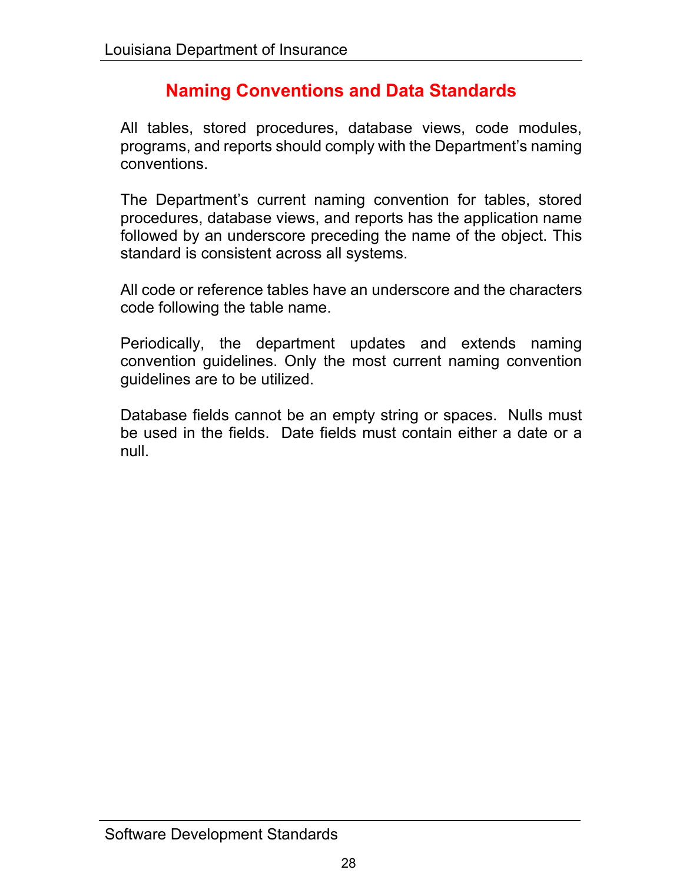## Naming Conventions and Data Standards

All tables, stored procedures, database views, code modules, programs, and reports should comply with the Department's naming conventions.

The Department's current naming convention for tables, stored procedures, database views, and reports has the application name followed by an underscore preceding the name of the object. This standard is consistent across all systems.

All code or reference tables have an underscore and the characters code following the table name.

Periodically, the department updates and extends naming convention guidelines. Only the most current naming convention guidelines are to be utilized.

Database fields cannot be an empty string or spaces. Nulls must be used in the fields. Date fields must contain either a date or a null.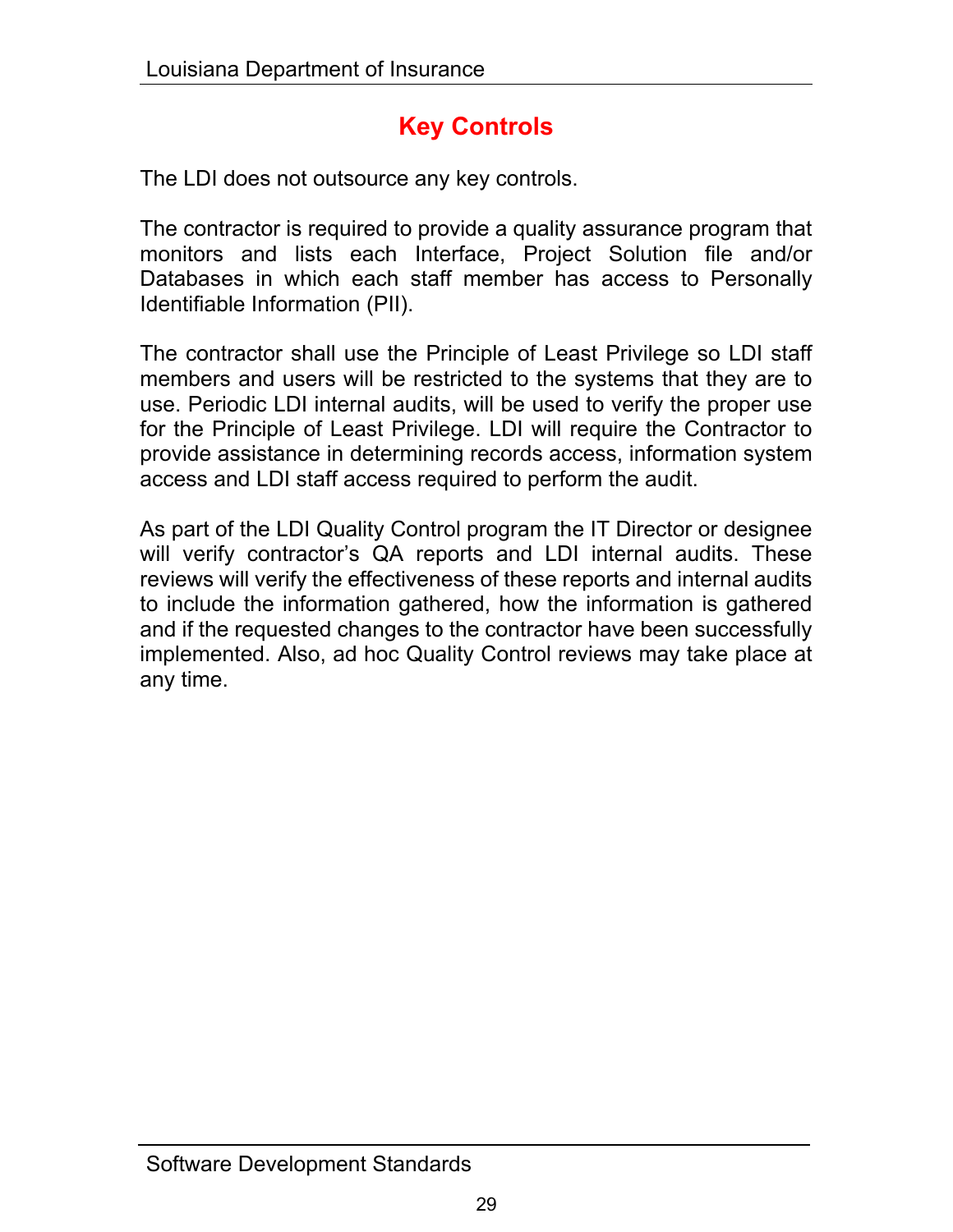# Key Controls

The LDI does not outsource any key controls.

The contractor is required to provide a quality assurance program that monitors and lists each Interface, Project Solution file and/or Databases in which each staff member has access to Personally Identifiable Information (PII).

The contractor shall use the Principle of Least Privilege so LDI staff members and users will be restricted to the systems that they are to use. Periodic LDI internal audits, will be used to verify the proper use for the Principle of Least Privilege. LDI will require the Contractor to provide assistance in determining records access, information system access and LDI staff access required to perform the audit.

As part of the LDI Quality Control program the IT Director or designee will verify contractor's QA reports and LDI internal audits. These reviews will verify the effectiveness of these reports and internal audits to include the information gathered, how the information is gathered and if the requested changes to the contractor have been successfully implemented. Also, ad hoc Quality Control reviews may take place at any time.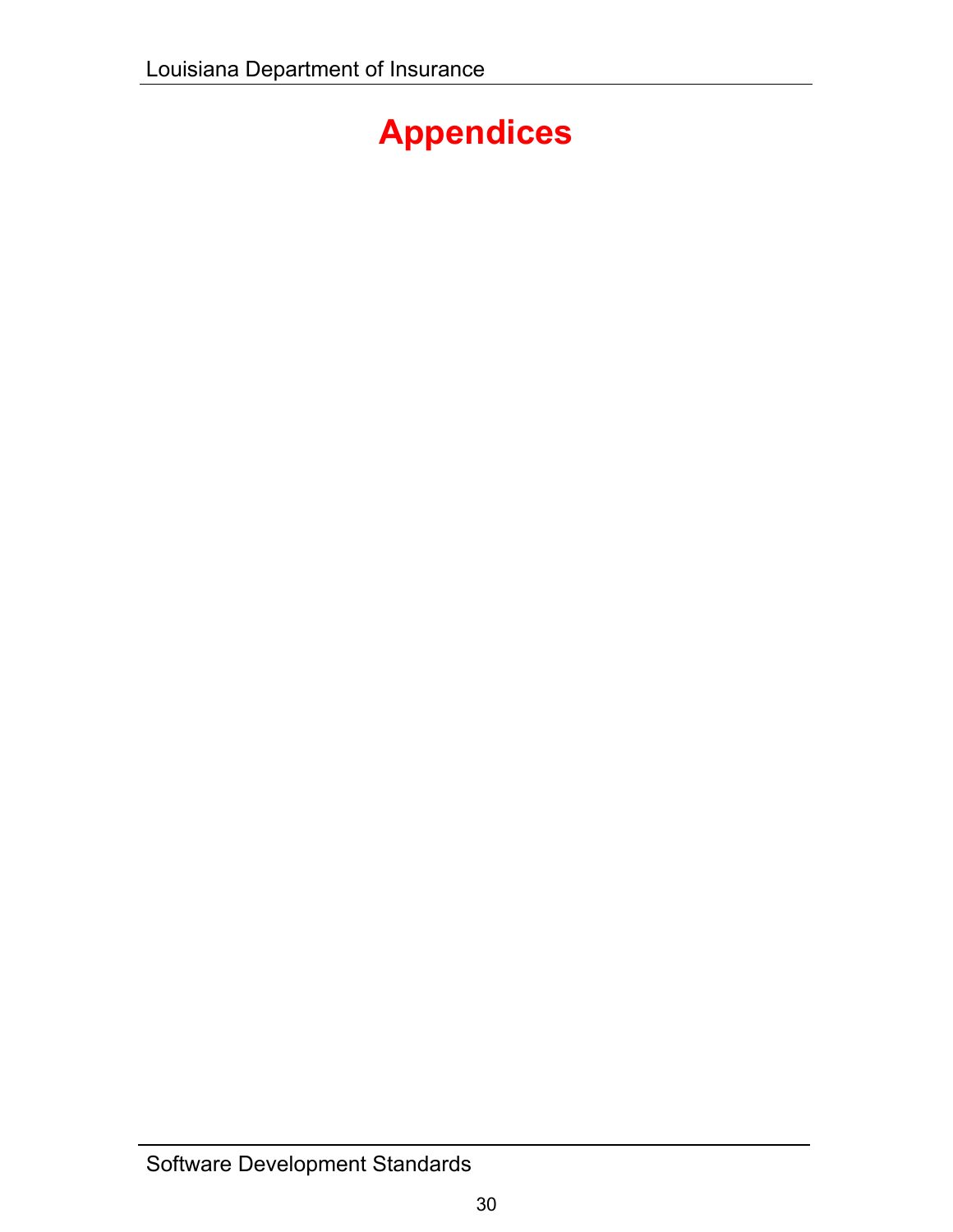# Appendices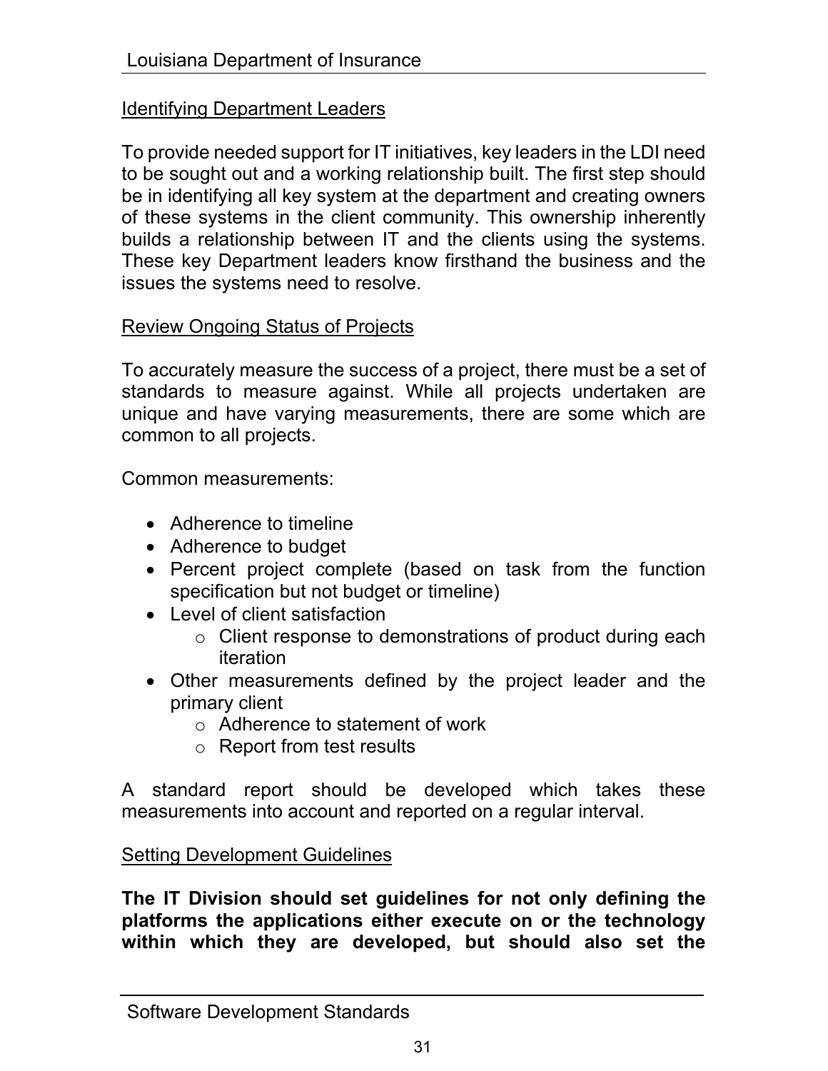## Identifying Department Leaders

To provide needed support for IT initiatives, key leaders in the LDI need to be sought out and a working relationship built. The first step should be in identifying all key system at the department and creating owners of these systems in the client community. This ownership inherently builds a relationship between IT and the clients using the systems. These key Department leaders know firsthand the business and the issues the systems need to resolve.

## Review Ongoing Status of Projects

To accurately measure the success of a project, there must be a set of standards to measure against. While all projects undertaken are unique and have varying measurements, there are some which are common to all projects.

Common measurements:

- Adherence to timeline
- Adherence to budget
- Percent project complete (based on task from the function specification but not budget or timeline)
- Level of client satisfaction
  - Client response to demonstrations of product during each iteration
- Other measurements defined by the project leader and the primary client
  - Adherence to statement of work
  - Report from test results

A standard report should be developed which takes these measurements into account and reported on a regular interval.

## Setting Development Guidelines

**The IT Division should set guidelines for not only defining the platforms the applications either execute on or the technology within which they are developed, but should also set the**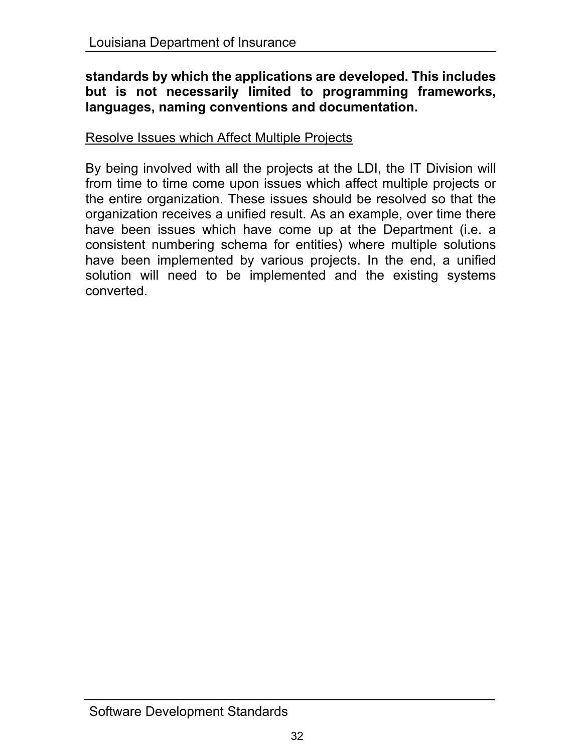**standards by which the applications are developed. This includes but is not necessarily limited to programming frameworks, languages, naming conventions and documentation.**

Resolve Issues which Affect Multiple Projects

By being involved with all the projects at the LDI, the IT Division will from time to time come upon issues which affect multiple projects or the entire organization. These issues should be resolved so that the organization receives a unified result. As an example, over time there have been issues which have come up at the Department (i.e. a consistent numbering schema for entities) where multiple solutions have been implemented by various projects. In the end, a unified solution will need to be implemented and the existing systems converted.